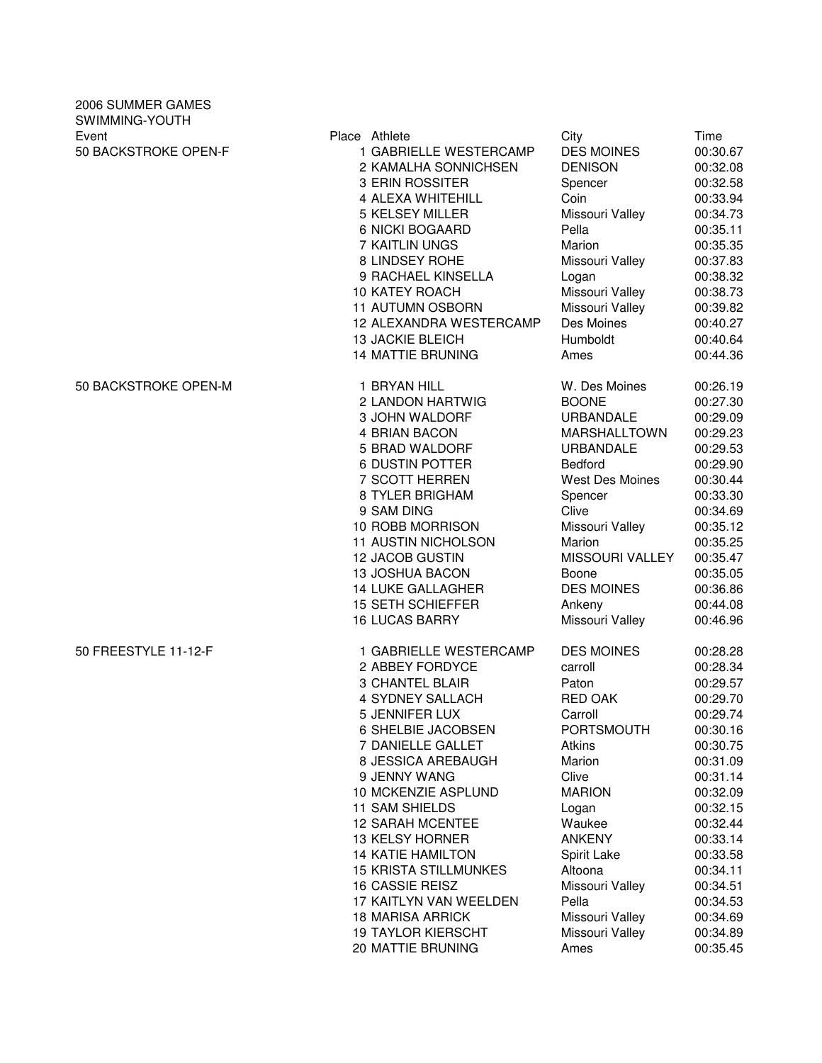2006 SUMMER GAMES
SWIMMING-YOUTH

| Event | Place | Athlete | City | Time |
|---|---|---|---|---|
| 50 BACKSTROKE OPEN-F | 1 | GABRIELLE WESTERCAMP | DES MOINES | 00:30.67 |
| | 2 | KAMALHA SONNICHSEN | DENISON | 00:32.08 |
| | 3 | ERIN ROSSITER | Spencer | 00:32.58 |
| | 4 | ALEXA WHITEHILL | Coin | 00:33.94 |
| | 5 | KELSEY MILLER | Missouri Valley | 00:34.73 |
| | 6 | NICKI BOGAARD | Pella | 00:35.11 |
| | 7 | KAITLIN UNGS | Marion | 00:35.35 |
| | 8 | LINDSEY ROHE | Missouri Valley | 00:37.83 |
| | 9 | RACHAEL KINSELLA | Logan | 00:38.32 |
| | 10 | KATEY ROACH | Missouri Valley | 00:38.73 |
| | 11 | AUTUMN OSBORN | Missouri Valley | 00:39.82 |
| | 12 | ALEXANDRA WESTERCAMP | Des Moines | 00:40.27 |
| | 13 | JACKIE BLEICH | Humboldt | 00:40.64 |
| | 14 | MATTIE BRUNING | Ames | 00:44.36 |
| 50 BACKSTROKE OPEN-M | 1 | BRYAN HILL | W. Des Moines | 00:26.19 |
| | 2 | LANDON HARTWIG | BOONE | 00:27.30 |
| | 3 | JOHN WALDORF | URBANDALE | 00:29.09 |
| | 4 | BRIAN BACON | MARSHALLTOWN | 00:29.23 |
| | 5 | BRAD WALDORF | URBANDALE | 00:29.53 |
| | 6 | DUSTIN POTTER | Bedford | 00:29.90 |
| | 7 | SCOTT HERREN | West Des Moines | 00:30.44 |
| | 8 | TYLER BRIGHAM | Spencer | 00:33.30 |
| | 9 | SAM DING | Clive | 00:34.69 |
| | 10 | ROBB MORRISON | Missouri Valley | 00:35.12 |
| | 11 | AUSTIN NICHOLSON | Marion | 00:35.25 |
| | 12 | JACOB GUSTIN | MISSOURI VALLEY | 00:35.47 |
| | 13 | JOSHUA BACON | Boone | 00:35.05 |
| | 14 | LUKE GALLAGHER | DES MOINES | 00:36.86 |
| | 15 | SETH SCHIEFFER | Ankeny | 00:44.08 |
| | 16 | LUCAS BARRY | Missouri Valley | 00:46.96 |
| 50 FREESTYLE 11-12-F | 1 | GABRIELLE WESTERCAMP | DES MOINES | 00:28.28 |
| | 2 | ABBEY FORDYCE | carroll | 00:28.34 |
| | 3 | CHANTEL BLAIR | Paton | 00:29.57 |
| | 4 | SYDNEY SALLACH | RED OAK | 00:29.70 |
| | 5 | JENNIFER LUX | Carroll | 00:29.74 |
| | 6 | SHELBIE JACOBSEN | PORTSMOUTH | 00:30.16 |
| | 7 | DANIELLE GALLET | Atkins | 00:30.75 |
| | 8 | JESSICA AREBAUGH | Marion | 00:31.09 |
| | 9 | JENNY WANG | Clive | 00:31.14 |
| | 10 | MCKENZIE ASPLUND | MARION | 00:32.09 |
| | 11 | SAM SHIELDS | Logan | 00:32.15 |
| | 12 | SARAH MCENTEE | Waukee | 00:32.44 |
| | 13 | KELSY HORNER | ANKENY | 00:33.14 |
| | 14 | KATIE HAMILTON | Spirit Lake | 00:33.58 |
| | 15 | KRISTA STILLMUNKES | Altoona | 00:34.11 |
| | 16 | CASSIE REISZ | Missouri Valley | 00:34.51 |
| | 17 | KAITLYN VAN WEELDEN | Pella | 00:34.53 |
| | 18 | MARISA ARRICK | Missouri Valley | 00:34.69 |
| | 19 | TAYLOR KIERSCHT | Missouri Valley | 00:34.89 |
| | 20 | MATTIE BRUNING | Ames | 00:35.45 |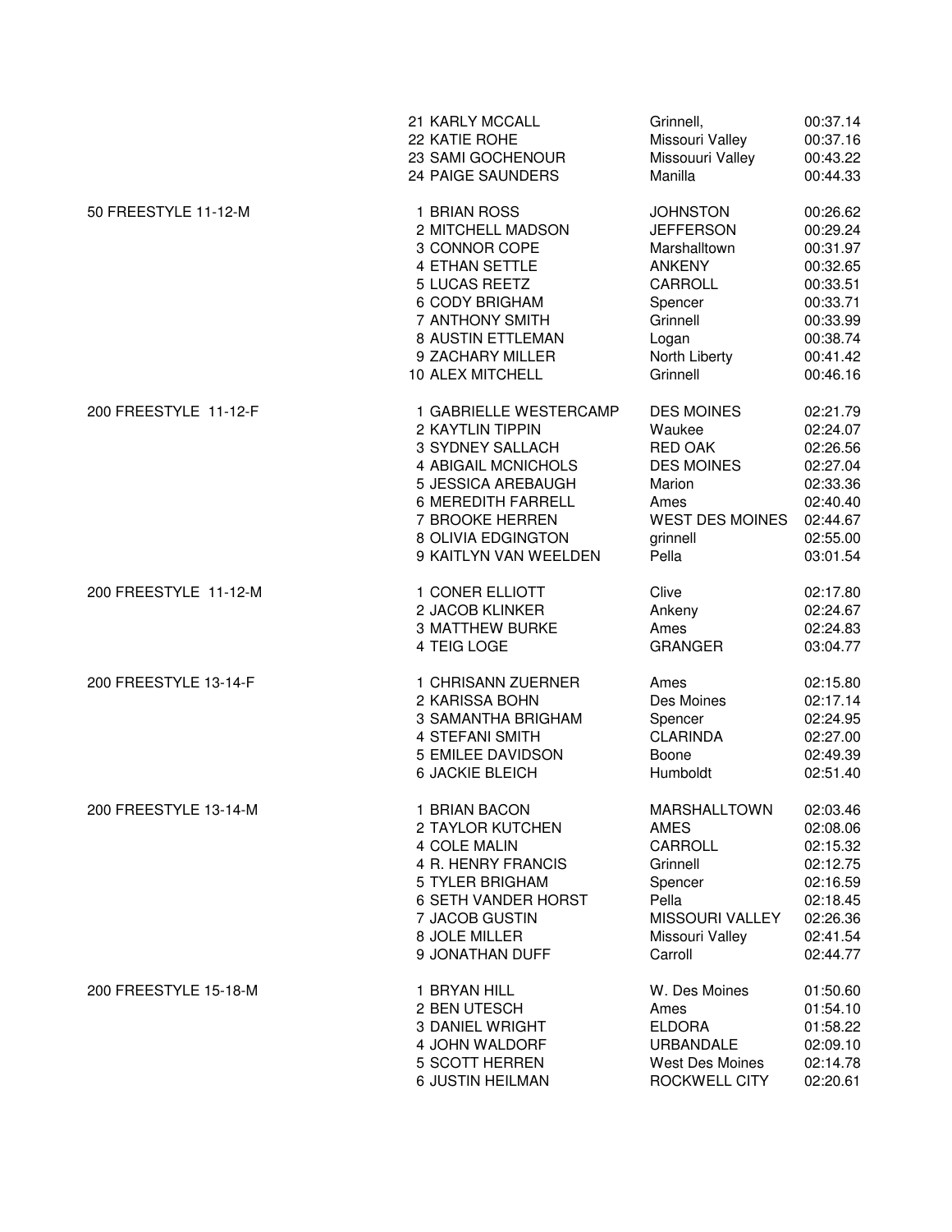| Event | Place | Name | City | Time |
|---|---|---|---|---|
| | 21 | KARLY MCCALL | Grinnell, | 00:37.14 |
| | 22 | KATIE ROHE | Missouri Valley | 00:37.16 |
| | 23 | SAMI GOCHENOUR | Missouuri Valley | 00:43.22 |
| | 24 | PAIGE SAUNDERS | Manilla | 00:44.33 |
| 50 FREESTYLE 11-12-M | 1 | BRIAN ROSS | JOHNSTON | 00:26.62 |
| | 2 | MITCHELL MADSON | JEFFERSON | 00:29.24 |
| | 3 | CONNOR COPE | Marshalltown | 00:31.97 |
| | 4 | ETHAN SETTLE | ANKENY | 00:32.65 |
| | 5 | LUCAS REETZ | CARROLL | 00:33.51 |
| | 6 | CODY BRIGHAM | Spencer | 00:33.71 |
| | 7 | ANTHONY SMITH | Grinnell | 00:33.99 |
| | 8 | AUSTIN ETTLEMAN | Logan | 00:38.74 |
| | 9 | ZACHARY MILLER | North Liberty | 00:41.42 |
| | 10 | ALEX MITCHELL | Grinnell | 00:46.16 |
| 200 FREESTYLE 11-12-F | 1 | GABRIELLE WESTERCAMP | DES MOINES | 02:21.79 |
| | 2 | KAYTLIN TIPPIN | Waukee | 02:24.07 |
| | 3 | SYDNEY SALLACH | RED OAK | 02:26.56 |
| | 4 | ABIGAIL MCNICHOLS | DES MOINES | 02:27.04 |
| | 5 | JESSICA AREBAUGH | Marion | 02:33.36 |
| | 6 | MEREDITH FARRELL | Ames | 02:40.40 |
| | 7 | BROOKE HERREN | WEST DES MOINES | 02:44.67 |
| | 8 | OLIVIA EDGINGTON | grinnell | 02:55.00 |
| | 9 | KAITLYN VAN WEELDEN | Pella | 03:01.54 |
| 200 FREESTYLE 11-12-M | 1 | CONER ELLIOTT | Clive | 02:17.80 |
| | 2 | JACOB KLINKER | Ankeny | 02:24.67 |
| | 3 | MATTHEW BURKE | Ames | 02:24.83 |
| | 4 | TEIG LOGE | GRANGER | 03:04.77 |
| 200 FREESTYLE 13-14-F | 1 | CHRISANN ZUERNER | Ames | 02:15.80 |
| | 2 | KARISSA BOHN | Des Moines | 02:17.14 |
| | 3 | SAMANTHA BRIGHAM | Spencer | 02:24.95 |
| | 4 | STEFANI SMITH | CLARINDA | 02:27.00 |
| | 5 | EMILEE DAVIDSON | Boone | 02:49.39 |
| | 6 | JACKIE BLEICH | Humboldt | 02:51.40 |
| 200 FREESTYLE 13-14-M | 1 | BRIAN BACON | MARSHALLTOWN | 02:03.46 |
| | 2 | TAYLOR KUTCHEN | AMES | 02:08.06 |
| | 4 | COLE MALIN | CARROLL | 02:15.32 |
| | 4 | R. HENRY FRANCIS | Grinnell | 02:12.75 |
| | 5 | TYLER BRIGHAM | Spencer | 02:16.59 |
| | 6 | SETH VANDER HORST | Pella | 02:18.45 |
| | 7 | JACOB GUSTIN | MISSOURI VALLEY | 02:26.36 |
| | 8 | JOLE MILLER | Missouri Valley | 02:41.54 |
| | 9 | JONATHAN DUFF | Carroll | 02:44.77 |
| 200 FREESTYLE 15-18-M | 1 | BRYAN HILL | W. Des Moines | 01:50.60 |
| | 2 | BEN UTESCH | Ames | 01:54.10 |
| | 3 | DANIEL WRIGHT | ELDORA | 01:58.22 |
| | 4 | JOHN WALDORF | URBANDALE | 02:09.10 |
| | 5 | SCOTT HERREN | West Des Moines | 02:14.78 |
| | 6 | JUSTIN HEILMAN | ROCKWELL CITY | 02:20.61 |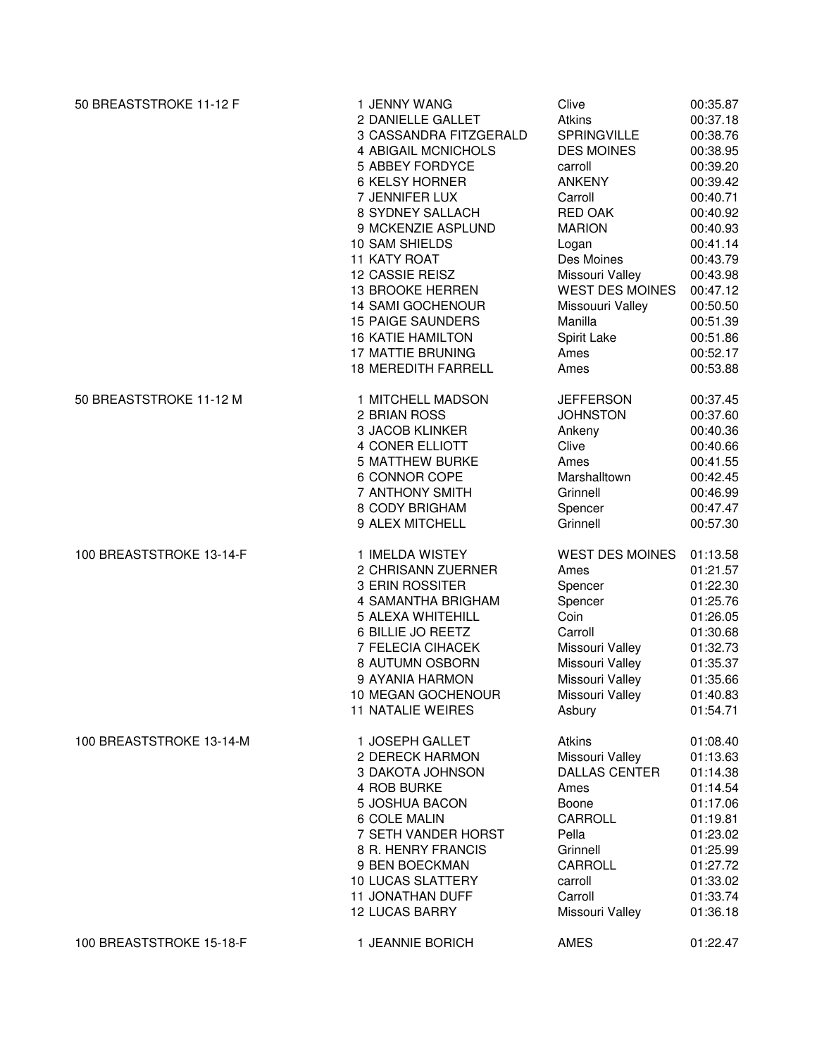| Event | Place | Name | Team | Time |
| --- | --- | --- | --- | --- |
| 50 BREASTSTROKE 11-12 F | 1 | JENNY WANG | Clive | 00:35.87 |
| | 2 | DANIELLE GALLET | Atkins | 00:37.18 |
| | 3 | CASSANDRA FITZGERALD | SPRINGVILLE | 00:38.76 |
| | 4 | ABIGAIL MCNICHOLS | DES MOINES | 00:38.95 |
| | 5 | ABBEY FORDYCE | carroll | 00:39.20 |
| | 6 | KELSY HORNER | ANKENY | 00:39.42 |
| | 7 | JENNIFER LUX | Carroll | 00:40.71 |
| | 8 | SYDNEY SALLACH | RED OAK | 00:40.92 |
| | 9 | MCKENZIE ASPLUND | MARION | 00:40.93 |
| | 10 | SAM SHIELDS | Logan | 00:41.14 |
| | 11 | KATY ROAT | Des Moines | 00:43.79 |
| | 12 | CASSIE REISZ | Missouri Valley | 00:43.98 |
| | 13 | BROOKE HERREN | WEST DES MOINES | 00:47.12 |
| | 14 | SAMI GOCHENOUR | Missouuri Valley | 00:50.50 |
| | 15 | PAIGE SAUNDERS | Manilla | 00:51.39 |
| | 16 | KATIE HAMILTON | Spirit Lake | 00:51.86 |
| | 17 | MATTIE BRUNING | Ames | 00:52.17 |
| | 18 | MEREDITH FARRELL | Ames | 00:53.88 |
| 50 BREASTSTROKE 11-12 M | 1 | MITCHELL MADSON | JEFFERSON | 00:37.45 |
| | 2 | BRIAN ROSS | JOHNSTON | 00:37.60 |
| | 3 | JACOB KLINKER | Ankeny | 00:40.36 |
| | 4 | CONER ELLIOTT | Clive | 00:40.66 |
| | 5 | MATTHEW BURKE | Ames | 00:41.55 |
| | 6 | CONNOR COPE | Marshalltown | 00:42.45 |
| | 7 | ANTHONY SMITH | Grinnell | 00:46.99 |
| | 8 | CODY BRIGHAM | Spencer | 00:47.47 |
| | 9 | ALEX MITCHELL | Grinnell | 00:57.30 |
| 100 BREASTSTROKE 13-14-F | 1 | IMELDA WISTEY | WEST DES MOINES | 01:13.58 |
| | 2 | CHRISANN ZUERNER | Ames | 01:21.57 |
| | 3 | ERIN ROSSITER | Spencer | 01:22.30 |
| | 4 | SAMANTHA BRIGHAM | Spencer | 01:25.76 |
| | 5 | ALEXA WHITEHILL | Coin | 01:26.05 |
| | 6 | BILLIE JO REETZ | Carroll | 01:30.68 |
| | 7 | FELECIA CIHACEK | Missouri Valley | 01:32.73 |
| | 8 | AUTUMN OSBORN | Missouri Valley | 01:35.37 |
| | 9 | AYANIA HARMON | Missouri Valley | 01:35.66 |
| | 10 | MEGAN GOCHENOUR | Missouri Valley | 01:40.83 |
| | 11 | NATALIE WEIRES | Asbury | 01:54.71 |
| 100 BREASTSTROKE 13-14-M | 1 | JOSEPH GALLET | Atkins | 01:08.40 |
| | 2 | DERECK HARMON | Missouri Valley | 01:13.63 |
| | 3 | DAKOTA JOHNSON | DALLAS CENTER | 01:14.38 |
| | 4 | ROB BURKE | Ames | 01:14.54 |
| | 5 | JOSHUA BACON | Boone | 01:17.06 |
| | 6 | COLE MALIN | CARROLL | 01:19.81 |
| | 7 | SETH VANDER HORST | Pella | 01:23.02 |
| | 8 | R. HENRY FRANCIS | Grinnell | 01:25.99 |
| | 9 | BEN BOECKMAN | CARROLL | 01:27.72 |
| | 10 | LUCAS SLATTERY | carroll | 01:33.02 |
| | 11 | JONATHAN DUFF | Carroll | 01:33.74 |
| | 12 | LUCAS BARRY | Missouri Valley | 01:36.18 |
| 100 BREASTSTROKE 15-18-F | 1 | JEANNIE BORICH | AMES | 01:22.47 |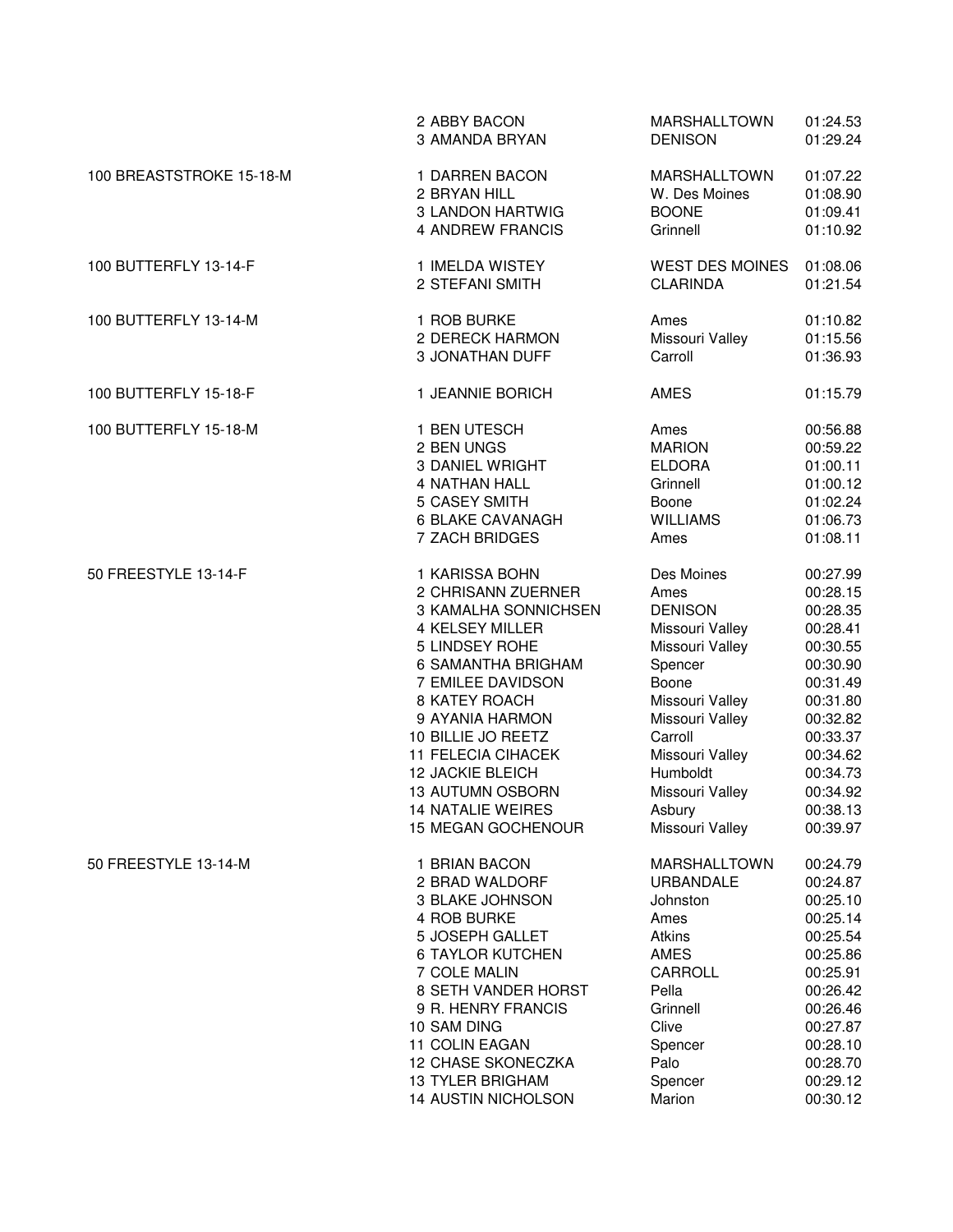| Event | Place | Name | Team | Time |
|---|---|---|---|---|
| | 2 | ABBY BACON | MARSHALLTOWN | 01:24.53 |
| | 3 | AMANDA BRYAN | DENISON | 01:29.24 |
| 100 BREASTSTROKE 15-18-M | 1 | DARREN BACON | MARSHALLTOWN | 01:07.22 |
| | 2 | BRYAN HILL | W. Des Moines | 01:08.90 |
| | 3 | LANDON HARTWIG | BOONE | 01:09.41 |
| | 4 | ANDREW FRANCIS | Grinnell | 01:10.92 |
| 100 BUTTERFLY 13-14-F | 1 | IMELDA WISTEY | WEST DES MOINES | 01:08.06 |
| | 2 | STEFANI SMITH | CLARINDA | 01:21.54 |
| 100 BUTTERFLY 13-14-M | 1 | ROB BURKE | Ames | 01:10.82 |
| | 2 | DERECK HARMON | Missouri Valley | 01:15.56 |
| | 3 | JONATHAN DUFF | Carroll | 01:36.93 |
| 100 BUTTERFLY 15-18-F | 1 | JEANNIE BORICH | AMES | 01:15.79 |
| 100 BUTTERFLY 15-18-M | 1 | BEN UTESCH | Ames | 00:56.88 |
| | 2 | BEN UNGS | MARION | 00:59.22 |
| | 3 | DANIEL WRIGHT | ELDORA | 01:00.11 |
| | 4 | NATHAN HALL | Grinnell | 01:00.12 |
| | 5 | CASEY SMITH | Boone | 01:02.24 |
| | 6 | BLAKE CAVANAGH | WILLIAMS | 01:06.73 |
| | 7 | ZACH BRIDGES | Ames | 01:08.11 |
| 50 FREESTYLE 13-14-F | 1 | KARISSA BOHN | Des Moines | 00:27.99 |
| | 2 | CHRISANN ZUERNER | Ames | 00:28.15 |
| | 3 | KAMALHA SONNICHSEN | DENISON | 00:28.35 |
| | 4 | KELSEY MILLER | Missouri Valley | 00:28.41 |
| | 5 | LINDSEY ROHE | Missouri Valley | 00:30.55 |
| | 6 | SAMANTHA BRIGHAM | Spencer | 00:30.90 |
| | 7 | EMILEE DAVIDSON | Boone | 00:31.49 |
| | 8 | KATEY ROACH | Missouri Valley | 00:31.80 |
| | 9 | AYANIA HARMON | Missouri Valley | 00:32.82 |
| | 10 | BILLIE JO REETZ | Carroll | 00:33.37 |
| | 11 | FELECIA CIHACEK | Missouri Valley | 00:34.62 |
| | 12 | JACKIE BLEICH | Humboldt | 00:34.73 |
| | 13 | AUTUMN OSBORN | Missouri Valley | 00:34.92 |
| | 14 | NATALIE WEIRES | Asbury | 00:38.13 |
| | 15 | MEGAN GOCHENOUR | Missouri Valley | 00:39.97 |
| 50 FREESTYLE 13-14-M | 1 | BRIAN BACON | MARSHALLTOWN | 00:24.79 |
| | 2 | BRAD WALDORF | URBANDALE | 00:24.87 |
| | 3 | BLAKE JOHNSON | Johnston | 00:25.10 |
| | 4 | ROB BURKE | Ames | 00:25.14 |
| | 5 | JOSEPH GALLET | Atkins | 00:25.54 |
| | 6 | TAYLOR KUTCHEN | AMES | 00:25.86 |
| | 7 | COLE MALIN | CARROLL | 00:25.91 |
| | 8 | SETH VANDER HORST | Pella | 00:26.42 |
| | 9 | R. HENRY FRANCIS | Grinnell | 00:26.46 |
| | 10 | SAM DING | Clive | 00:27.87 |
| | 11 | COLIN EAGAN | Spencer | 00:28.10 |
| | 12 | CHASE SKONECZKA | Palo | 00:28.70 |
| | 13 | TYLER BRIGHAM | Spencer | 00:29.12 |
| | 14 | AUSTIN NICHOLSON | Marion | 00:30.12 |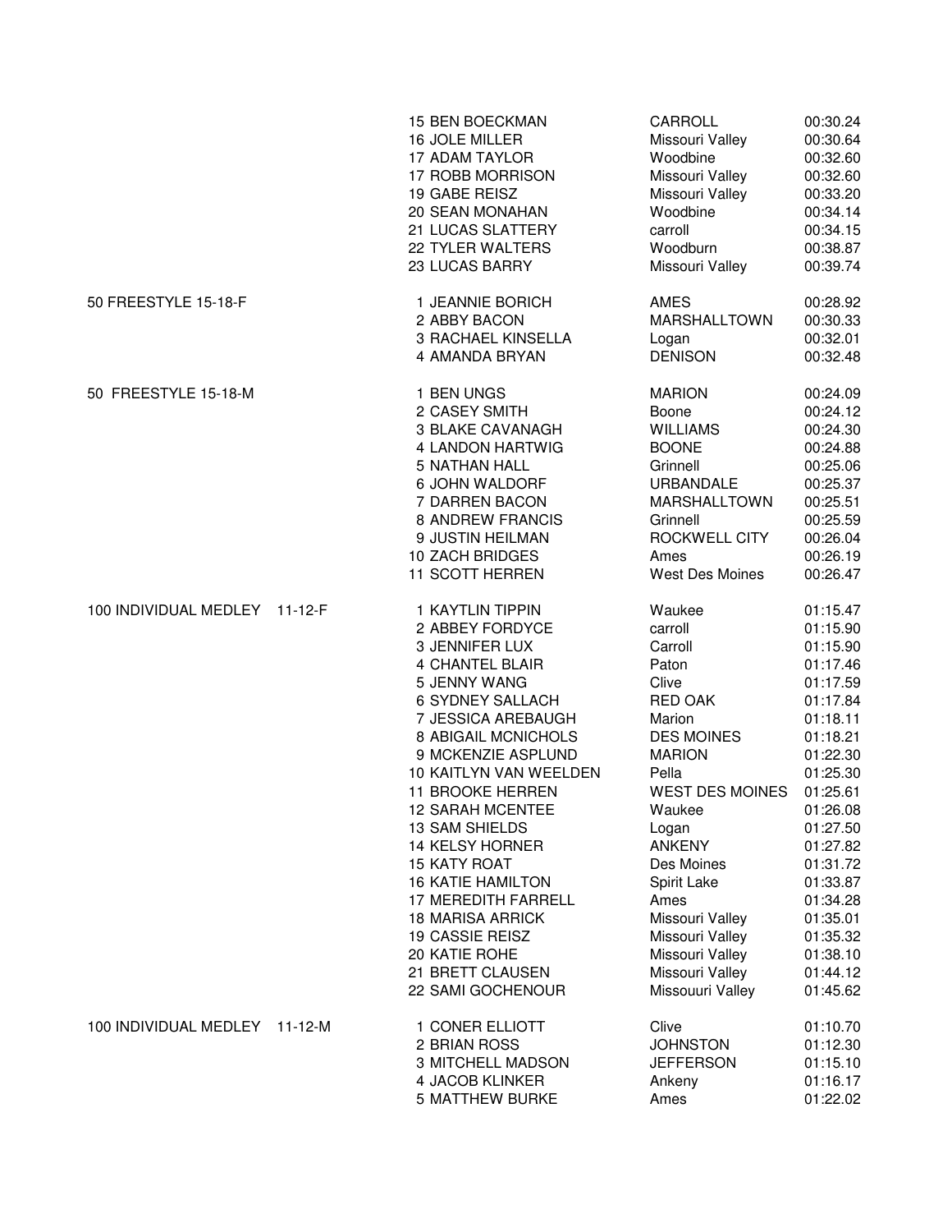| Event | Place | Name | Team | Time |
|---|---|---|---|---|
| | 15 | BEN BOECKMAN | CARROLL | 00:30.24 |
| | 16 | JOLE MILLER | Missouri Valley | 00:30.64 |
| | 17 | ADAM TAYLOR | Woodbine | 00:32.60 |
| | 17 | ROBB MORRISON | Missouri Valley | 00:32.60 |
| | 19 | GABE REISZ | Missouri Valley | 00:33.20 |
| | 20 | SEAN MONAHAN | Woodbine | 00:34.14 |
| | 21 | LUCAS SLATTERY | carroll | 00:34.15 |
| | 22 | TYLER WALTERS | Woodburn | 00:38.87 |
| | 23 | LUCAS BARRY | Missouri Valley | 00:39.74 |
| 50 FREESTYLE 15-18-F | 1 | JEANNIE BORICH | AMES | 00:28.92 |
| | 2 | ABBY BACON | MARSHALLTOWN | 00:30.33 |
| | 3 | RACHAEL KINSELLA | Logan | 00:32.01 |
| | 4 | AMANDA BRYAN | DENISON | 00:32.48 |
| 50 FREESTYLE 15-18-M | 1 | BEN UNGS | MARION | 00:24.09 |
| | 2 | CASEY SMITH | Boone | 00:24.12 |
| | 3 | BLAKE CAVANAGH | WILLIAMS | 00:24.30 |
| | 4 | LANDON HARTWIG | BOONE | 00:24.88 |
| | 5 | NATHAN HALL | Grinnell | 00:25.06 |
| | 6 | JOHN WALDORF | URBANDALE | 00:25.37 |
| | 7 | DARREN BACON | MARSHALLTOWN | 00:25.51 |
| | 8 | ANDREW FRANCIS | Grinnell | 00:25.59 |
| | 9 | JUSTIN HEILMAN | ROCKWELL CITY | 00:26.04 |
| | 10 | ZACH BRIDGES | Ames | 00:26.19 |
| | 11 | SCOTT HERREN | West Des Moines | 00:26.47 |
| 100 INDIVIDUAL MEDLEY 11-12-F | 1 | KAYTLIN TIPPIN | Waukee | 01:15.47 |
| | 2 | ABBEY FORDYCE | carroll | 01:15.90 |
| | 3 | JENNIFER LUX | Carroll | 01:15.90 |
| | 4 | CHANTEL BLAIR | Paton | 01:17.46 |
| | 5 | JENNY WANG | Clive | 01:17.59 |
| | 6 | SYDNEY SALLACH | RED OAK | 01:17.84 |
| | 7 | JESSICA AREBAUGH | Marion | 01:18.11 |
| | 8 | ABIGAIL MCNICHOLS | DES MOINES | 01:18.21 |
| | 9 | MCKENZIE ASPLUND | MARION | 01:22.30 |
| | 10 | KAITLYN VAN WEELDEN | Pella | 01:25.30 |
| | 11 | BROOKE HERREN | WEST DES MOINES | 01:25.61 |
| | 12 | SARAH MCENTEE | Waukee | 01:26.08 |
| | 13 | SAM SHIELDS | Logan | 01:27.50 |
| | 14 | KELSY HORNER | ANKENY | 01:27.82 |
| | 15 | KATY ROAT | Des Moines | 01:31.72 |
| | 16 | KATIE HAMILTON | Spirit Lake | 01:33.87 |
| | 17 | MEREDITH FARRELL | Ames | 01:34.28 |
| | 18 | MARISA ARRICK | Missouri Valley | 01:35.01 |
| | 19 | CASSIE REISZ | Missouri Valley | 01:35.32 |
| | 20 | KATIE ROHE | Missouri Valley | 01:38.10 |
| | 21 | BRETT CLAUSEN | Missouri Valley | 01:44.12 |
| | 22 | SAMI GOCHENOUR | Missouuri Valley | 01:45.62 |
| 100 INDIVIDUAL MEDLEY 11-12-M | 1 | CONER ELLIOTT | Clive | 01:10.70 |
| | 2 | BRIAN ROSS | JOHNSTON | 01:12.30 |
| | 3 | MITCHELL MADSON | JEFFERSON | 01:15.10 |
| | 4 | JACOB KLINKER | Ankeny | 01:16.17 |
| | 5 | MATTHEW BURKE | Ames | 01:22.02 |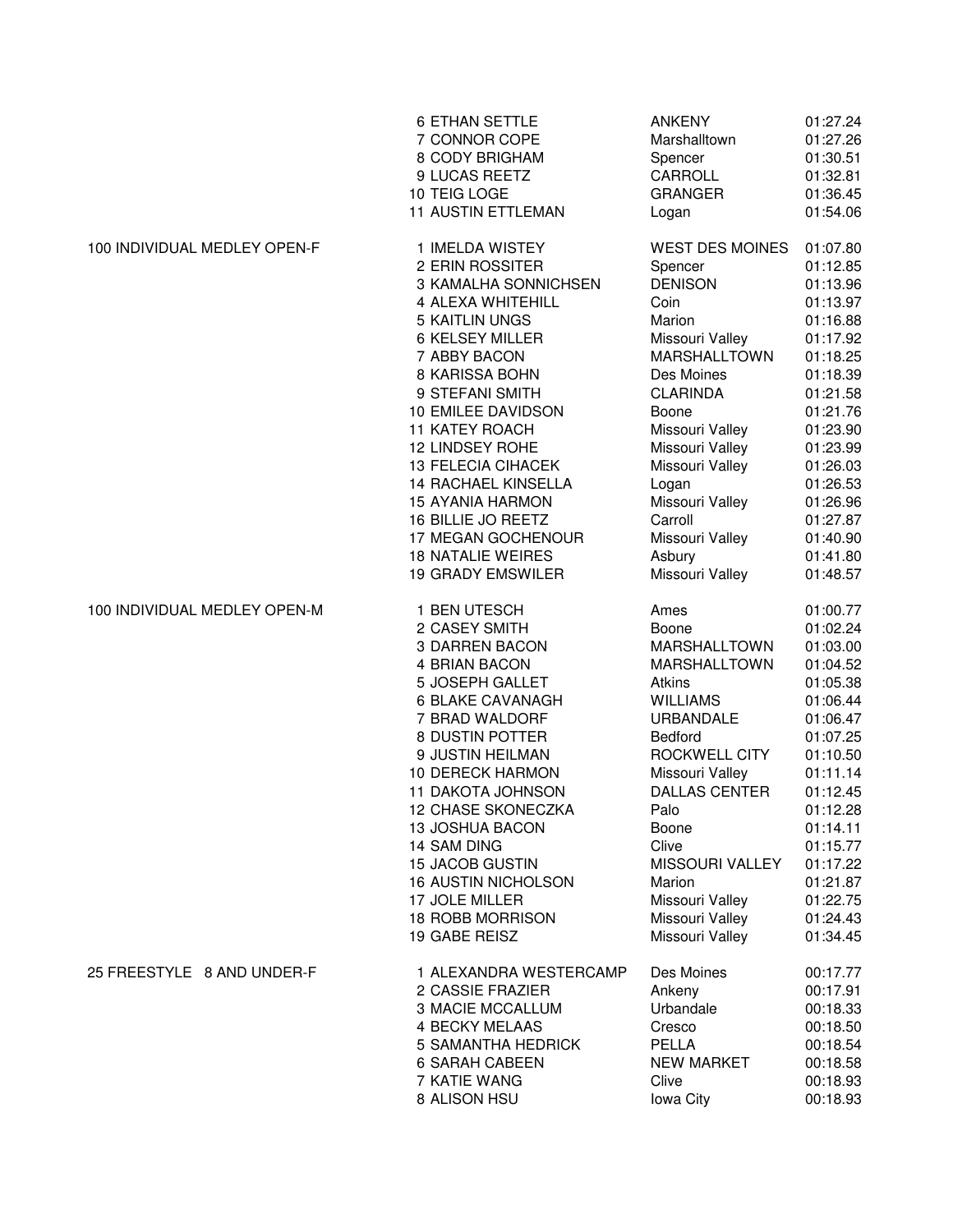| Event | Place | Name | Team | Time |
|---|---|---|---|---|
| | 6 | ETHAN SETTLE | ANKENY | 01:27.24 |
| | 7 | CONNOR COPE | Marshalltown | 01:27.26 |
| | 8 | CODY BRIGHAM | Spencer | 01:30.51 |
| | 9 | LUCAS REETZ | CARROLL | 01:32.81 |
| | 10 | TEIG LOGE | GRANGER | 01:36.45 |
| | 11 | AUSTIN ETTLEMAN | Logan | 01:54.06 |
| 100 INDIVIDUAL MEDLEY OPEN-F | 1 | IMELDA WISTEY | WEST DES MOINES | 01:07.80 |
| | 2 | ERIN ROSSITER | Spencer | 01:12.85 |
| | 3 | KAMALHA SONNICHSEN | DENISON | 01:13.96 |
| | 4 | ALEXA WHITEHILL | Coin | 01:13.97 |
| | 5 | KAITLIN UNGS | Marion | 01:16.88 |
| | 6 | KELSEY MILLER | Missouri Valley | 01:17.92 |
| | 7 | ABBY BACON | MARSHALLTOWN | 01:18.25 |
| | 8 | KARISSA BOHN | Des Moines | 01:18.39 |
| | 9 | STEFANI SMITH | CLARINDA | 01:21.58 |
| | 10 | EMILEE DAVIDSON | Boone | 01:21.76 |
| | 11 | KATEY ROACH | Missouri Valley | 01:23.90 |
| | 12 | LINDSEY ROHE | Missouri Valley | 01:23.99 |
| | 13 | FELECIA CIHACEK | Missouri Valley | 01:26.03 |
| | 14 | RACHAEL KINSELLA | Logan | 01:26.53 |
| | 15 | AYANIA HARMON | Missouri Valley | 01:26.96 |
| | 16 | BILLIE JO REETZ | Carroll | 01:27.87 |
| | 17 | MEGAN GOCHENOUR | Missouri Valley | 01:40.90 |
| | 18 | NATALIE WEIRES | Asbury | 01:41.80 |
| | 19 | GRADY EMSWILER | Missouri Valley | 01:48.57 |
| 100 INDIVIDUAL MEDLEY OPEN-M | 1 | BEN UTESCH | Ames | 01:00.77 |
| | 2 | CASEY SMITH | Boone | 01:02.24 |
| | 3 | DARREN BACON | MARSHALLTOWN | 01:03.00 |
| | 4 | BRIAN BACON | MARSHALLTOWN | 01:04.52 |
| | 5 | JOSEPH GALLET | Atkins | 01:05.38 |
| | 6 | BLAKE CAVANAGH | WILLIAMS | 01:06.44 |
| | 7 | BRAD WALDORF | URBANDALE | 01:06.47 |
| | 8 | DUSTIN POTTER | Bedford | 01:07.25 |
| | 9 | JUSTIN HEILMAN | ROCKWELL CITY | 01:10.50 |
| | 10 | DERECK HARMON | Missouri Valley | 01:11.14 |
| | 11 | DAKOTA JOHNSON | DALLAS CENTER | 01:12.45 |
| | 12 | CHASE SKONECZKA | Palo | 01:12.28 |
| | 13 | JOSHUA BACON | Boone | 01:14.11 |
| | 14 | SAM DING | Clive | 01:15.77 |
| | 15 | JACOB GUSTIN | MISSOURI VALLEY | 01:17.22 |
| | 16 | AUSTIN NICHOLSON | Marion | 01:21.87 |
| | 17 | JOLE MILLER | Missouri Valley | 01:22.75 |
| | 18 | ROBB MORRISON | Missouri Valley | 01:24.43 |
| | 19 | GABE REISZ | Missouri Valley | 01:34.45 |
| 25 FREESTYLE 8 AND UNDER-F | 1 | ALEXANDRA WESTERCAMP | Des Moines | 00:17.77 |
| | 2 | CASSIE FRAZIER | Ankeny | 00:17.91 |
| | 3 | MACIE MCCALLUM | Urbandale | 00:18.33 |
| | 4 | BECKY MELAAS | Cresco | 00:18.50 |
| | 5 | SAMANTHA HEDRICK | PELLA | 00:18.54 |
| | 6 | SARAH CABEEN | NEW MARKET | 00:18.58 |
| | 7 | KATIE WANG | Clive | 00:18.93 |
| | 8 | ALISON HSU | Iowa City | 00:18.93 |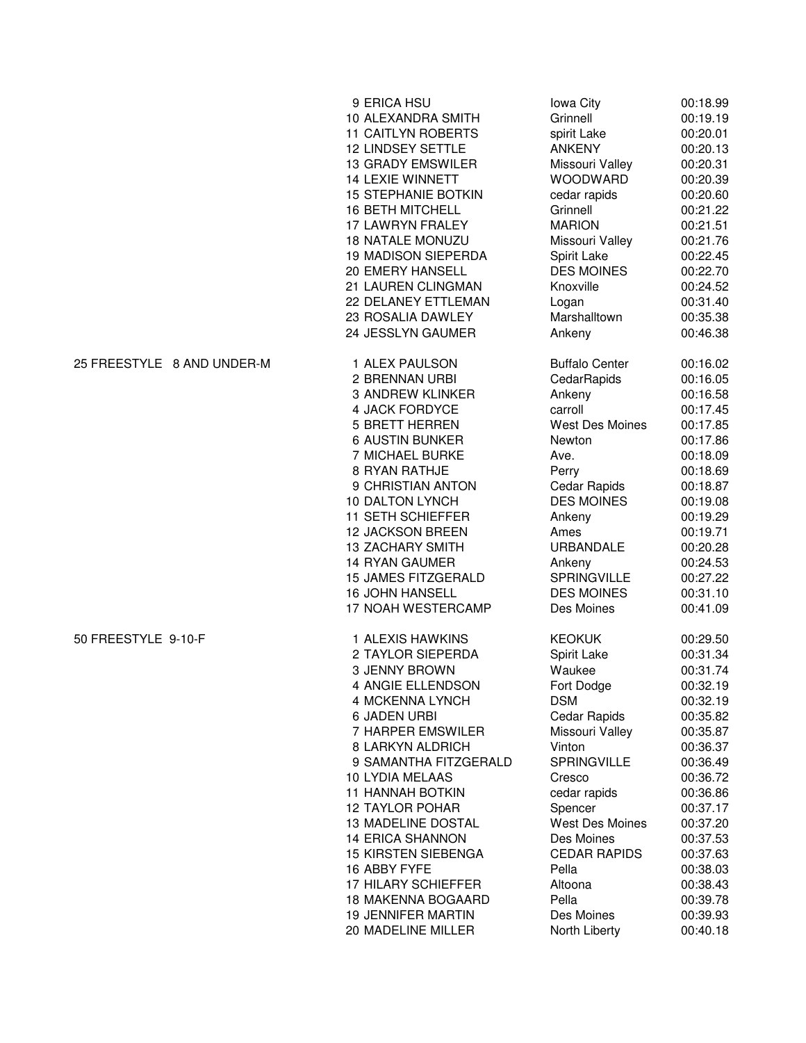| Event | Place | Name | City | Time |
|---|---|---|---|---|
| | 9 | ERICA HSU | Iowa City | 00:18.99 |
| | 10 | ALEXANDRA SMITH | Grinnell | 00:19.19 |
| | 11 | CAITLYN ROBERTS | spirit Lake | 00:20.01 |
| | 12 | LINDSEY SETTLE | ANKENY | 00:20.13 |
| | 13 | GRADY EMSWILER | Missouri Valley | 00:20.31 |
| | 14 | LEXIE WINNETT | WOODWARD | 00:20.39 |
| | 15 | STEPHANIE BOTKIN | cedar rapids | 00:20.60 |
| | 16 | BETH MITCHELL | Grinnell | 00:21.22 |
| | 17 | LAWRYN FRALEY | MARION | 00:21.51 |
| | 18 | NATALE MONUZU | Missouri Valley | 00:21.76 |
| | 19 | MADISON SIEPERDA | Spirit Lake | 00:22.45 |
| | 20 | EMERY HANSELL | DES MOINES | 00:22.70 |
| | 21 | LAUREN CLINGMAN | Knoxville | 00:24.52 |
| | 22 | DELANEY ETTLEMAN | Logan | 00:31.40 |
| | 23 | ROSALIA DAWLEY | Marshalltown | 00:35.38 |
| | 24 | JESSLYN GAUMER | Ankeny | 00:46.38 |
| 25 FREESTYLE 8 AND UNDER-M | 1 | ALEX PAULSON | Buffalo Center | 00:16.02 |
| | 2 | BRENNAN URBI | CedarRapids | 00:16.05 |
| | 3 | ANDREW KLINKER | Ankeny | 00:16.58 |
| | 4 | JACK FORDYCE | carroll | 00:17.45 |
| | 5 | BRETT HERREN | West Des Moines | 00:17.85 |
| | 6 | AUSTIN BUNKER | Newton | 00:17.86 |
| | 7 | MICHAEL BURKE | Ave. | 00:18.09 |
| | 8 | RYAN RATHJE | Perry | 00:18.69 |
| | 9 | CHRISTIAN ANTON | Cedar Rapids | 00:18.87 |
| | 10 | DALTON LYNCH | DES MOINES | 00:19.08 |
| | 11 | SETH SCHIEFFER | Ankeny | 00:19.29 |
| | 12 | JACKSON BREEN | Ames | 00:19.71 |
| | 13 | ZACHARY SMITH | URBANDALE | 00:20.28 |
| | 14 | RYAN GAUMER | Ankeny | 00:24.53 |
| | 15 | JAMES FITZGERALD | SPRINGVILLE | 00:27.22 |
| | 16 | JOHN HANSELL | DES MOINES | 00:31.10 |
| | 17 | NOAH WESTERCAMP | Des Moines | 00:41.09 |
| 50 FREESTYLE 9-10-F | 1 | ALEXIS HAWKINS | KEOKUK | 00:29.50 |
| | 2 | TAYLOR SIEPERDA | Spirit Lake | 00:31.34 |
| | 3 | JENNY BROWN | Waukee | 00:31.74 |
| | 4 | ANGIE ELLENDSON | Fort Dodge | 00:32.19 |
| | 4 | MCKENNA LYNCH | DSM | 00:32.19 |
| | 6 | JADEN URBI | Cedar Rapids | 00:35.82 |
| | 7 | HARPER EMSWILER | Missouri Valley | 00:35.87 |
| | 8 | LARKYN ALDRICH | Vinton | 00:36.37 |
| | 9 | SAMANTHA FITZGERALD | SPRINGVILLE | 00:36.49 |
| | 10 | LYDIA MELAAS | Cresco | 00:36.72 |
| | 11 | HANNAH BOTKIN | cedar rapids | 00:36.86 |
| | 12 | TAYLOR POHAR | Spencer | 00:37.17 |
| | 13 | MADELINE DOSTAL | West Des Moines | 00:37.20 |
| | 14 | ERICA SHANNON | Des Moines | 00:37.53 |
| | 15 | KIRSTEN SIEBENGA | CEDAR RAPIDS | 00:37.63 |
| | 16 | ABBY FYFE | Pella | 00:38.03 |
| | 17 | HILARY SCHIEFFER | Altoona | 00:38.43 |
| | 18 | MAKENNA BOGAARD | Pella | 00:39.78 |
| | 19 | JENNIFER MARTIN | Des Moines | 00:39.93 |
| | 20 | MADELINE MILLER | North Liberty | 00:40.18 |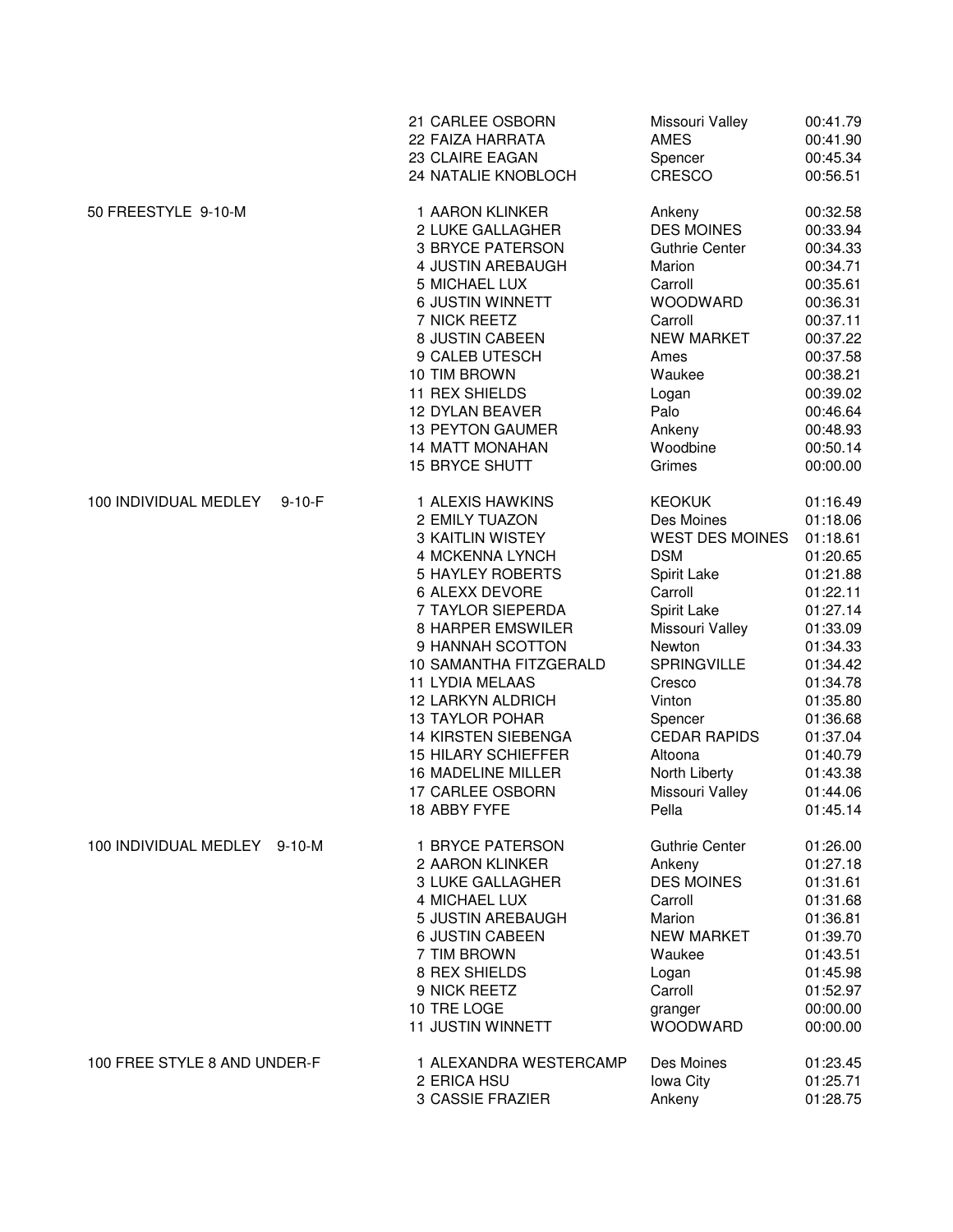| Event | Place | Name | Team | Time |
|---|---|---|---|---|
| | 21 | CARLEE OSBORN | Missouri Valley | 00:41.79 |
| | 22 | FAIZA HARRATA | AMES | 00:41.90 |
| | 23 | CLAIRE EAGAN | Spencer | 00:45.34 |
| | 24 | NATALIE KNOBLOCH | CRESCO | 00:56.51 |
| 50 FREESTYLE 9-10-M | 1 | AARON KLINKER | Ankeny | 00:32.58 |
| | 2 | LUKE GALLAGHER | DES MOINES | 00:33.94 |
| | 3 | BRYCE PATERSON | Guthrie Center | 00:34.33 |
| | 4 | JUSTIN AREBAUGH | Marion | 00:34.71 |
| | 5 | MICHAEL LUX | Carroll | 00:35.61 |
| | 6 | JUSTIN WINNETT | WOODWARD | 00:36.31 |
| | 7 | NICK REETZ | Carroll | 00:37.11 |
| | 8 | JUSTIN CABEEN | NEW MARKET | 00:37.22 |
| | 9 | CALEB UTESCH | Ames | 00:37.58 |
| | 10 | TIM BROWN | Waukee | 00:38.21 |
| | 11 | REX SHIELDS | Logan | 00:39.02 |
| | 12 | DYLAN BEAVER | Palo | 00:46.64 |
| | 13 | PEYTON GAUMER | Ankeny | 00:48.93 |
| | 14 | MATT MONAHAN | Woodbine | 00:50.14 |
| | 15 | BRYCE SHUTT | Grimes | 00:00.00 |
| 100 INDIVIDUAL MEDLEY 9-10-F | 1 | ALEXIS HAWKINS | KEOKUK | 01:16.49 |
| | 2 | EMILY TUAZON | Des Moines | 01:18.06 |
| | 3 | KAITLIN WISTEY | WEST DES MOINES | 01:18.61 |
| | 4 | MCKENNA LYNCH | DSM | 01:20.65 |
| | 5 | HAYLEY ROBERTS | Spirit Lake | 01:21.88 |
| | 6 | ALEXX DEVORE | Carroll | 01:22.11 |
| | 7 | TAYLOR SIEPERDA | Spirit Lake | 01:27.14 |
| | 8 | HARPER EMSWILER | Missouri Valley | 01:33.09 |
| | 9 | HANNAH SCOTTON | Newton | 01:34.33 |
| | 10 | SAMANTHA FITZGERALD | SPRINGVILLE | 01:34.42 |
| | 11 | LYDIA MELAAS | Cresco | 01:34.78 |
| | 12 | LARKYN ALDRICH | Vinton | 01:35.80 |
| | 13 | TAYLOR POHAR | Spencer | 01:36.68 |
| | 14 | KIRSTEN SIEBENGA | CEDAR RAPIDS | 01:37.04 |
| | 15 | HILARY SCHIEFFER | Altoona | 01:40.79 |
| | 16 | MADELINE MILLER | North Liberty | 01:43.38 |
| | 17 | CARLEE OSBORN | Missouri Valley | 01:44.06 |
| | 18 | ABBY FYFE | Pella | 01:45.14 |
| 100 INDIVIDUAL MEDLEY 9-10-M | 1 | BRYCE PATERSON | Guthrie Center | 01:26.00 |
| | 2 | AARON KLINKER | Ankeny | 01:27.18 |
| | 3 | LUKE GALLAGHER | DES MOINES | 01:31.61 |
| | 4 | MICHAEL LUX | Carroll | 01:31.68 |
| | 5 | JUSTIN AREBAUGH | Marion | 01:36.81 |
| | 6 | JUSTIN CABEEN | NEW MARKET | 01:39.70 |
| | 7 | TIM BROWN | Waukee | 01:43.51 |
| | 8 | REX SHIELDS | Logan | 01:45.98 |
| | 9 | NICK REETZ | Carroll | 01:52.97 |
| | 10 | TRE LOGE | granger | 00:00.00 |
| | 11 | JUSTIN WINNETT | WOODWARD | 00:00.00 |
| 100 FREE STYLE 8 AND UNDER-F | 1 | ALEXANDRA WESTERCAMP | Des Moines | 01:23.45 |
| | 2 | ERICA HSU | Iowa City | 01:25.71 |
| | 3 | CASSIE FRAZIER | Ankeny | 01:28.75 |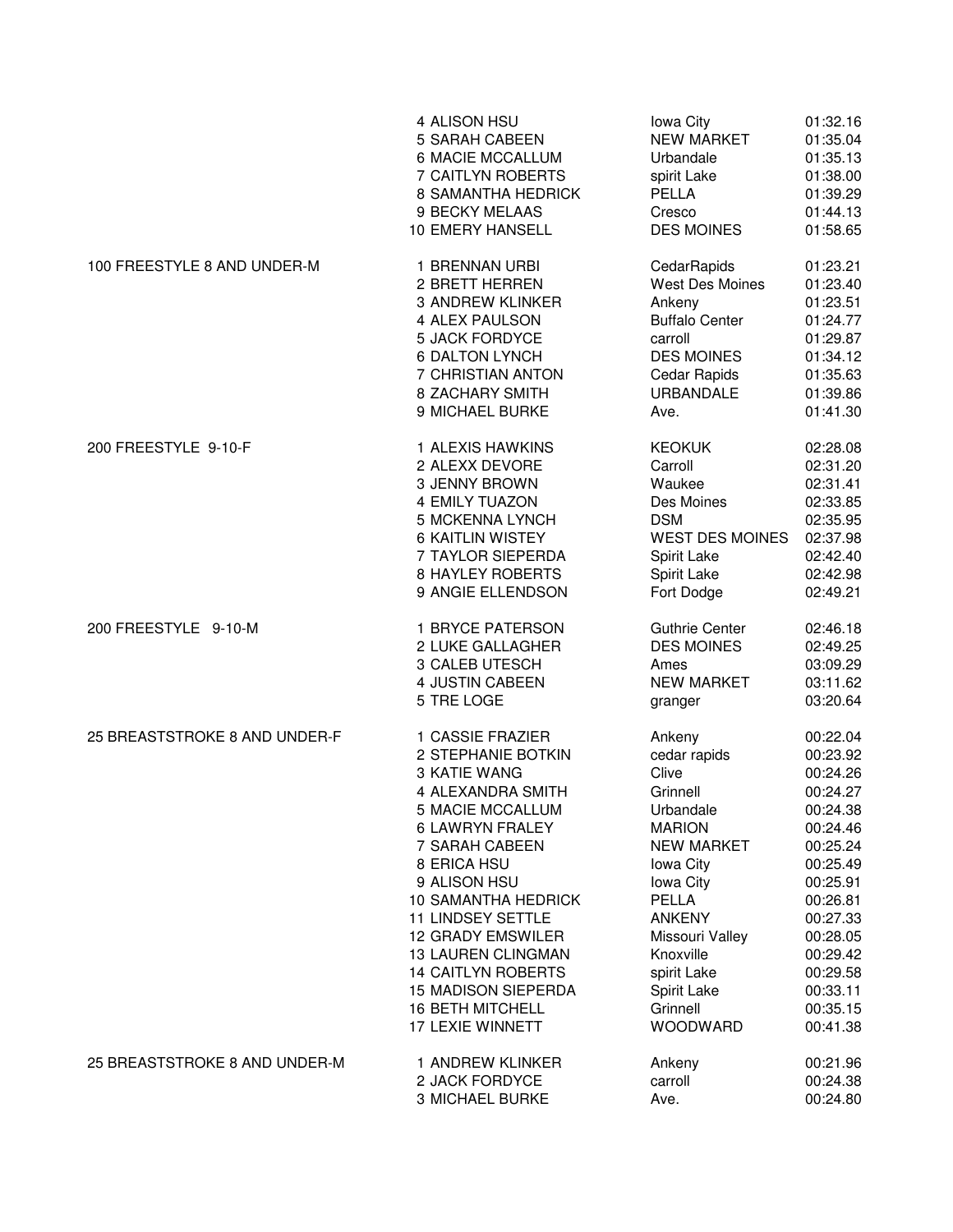| Event | Place | Name | City | Time |
|---|---|---|---|---|
| | 4 | ALISON HSU | Iowa City | 01:32.16 |
| | 5 | SARAH CABEEN | NEW MARKET | 01:35.04 |
| | 6 | MACIE MCCALLUM | Urbandale | 01:35.13 |
| | 7 | CAITLYN ROBERTS | spirit Lake | 01:38.00 |
| | 8 | SAMANTHA HEDRICK | PELLA | 01:39.29 |
| | 9 | BECKY MELAAS | Cresco | 01:44.13 |
| | 10 | EMERY HANSELL | DES MOINES | 01:58.65 |
| 100 FREESTYLE 8 AND UNDER-M | 1 | BRENNAN URBI | CedarRapids | 01:23.21 |
| | 2 | BRETT HERREN | West Des Moines | 01:23.40 |
| | 3 | ANDREW KLINKER | Ankeny | 01:23.51 |
| | 4 | ALEX PAULSON | Buffalo Center | 01:24.77 |
| | 5 | JACK FORDYCE | carroll | 01:29.87 |
| | 6 | DALTON LYNCH | DES MOINES | 01:34.12 |
| | 7 | CHRISTIAN ANTON | Cedar Rapids | 01:35.63 |
| | 8 | ZACHARY SMITH | URBANDALE | 01:39.86 |
| | 9 | MICHAEL BURKE | Ave. | 01:41.30 |
| 200 FREESTYLE 9-10-F | 1 | ALEXIS HAWKINS | KEOKUK | 02:28.08 |
| | 2 | ALEXX DEVORE | Carroll | 02:31.20 |
| | 3 | JENNY BROWN | Waukee | 02:31.41 |
| | 4 | EMILY TUAZON | Des Moines | 02:33.85 |
| | 5 | MCKENNA LYNCH | DSM | 02:35.95 |
| | 6 | KAITLIN WISTEY | WEST DES MOINES | 02:37.98 |
| | 7 | TAYLOR SIEPERDA | Spirit Lake | 02:42.40 |
| | 8 | HAYLEY ROBERTS | Spirit Lake | 02:42.98 |
| | 9 | ANGIE ELLENDSON | Fort Dodge | 02:49.21 |
| 200 FREESTYLE 9-10-M | 1 | BRYCE PATERSON | Guthrie Center | 02:46.18 |
| | 2 | LUKE GALLAGHER | DES MOINES | 02:49.25 |
| | 3 | CALEB UTESCH | Ames | 03:09.29 |
| | 4 | JUSTIN CABEEN | NEW MARKET | 03:11.62 |
| | 5 | TRE LOGE | granger | 03:20.64 |
| 25 BREASTSTROKE 8 AND UNDER-F | 1 | CASSIE FRAZIER | Ankeny | 00:22.04 |
| | 2 | STEPHANIE BOTKIN | cedar rapids | 00:23.92 |
| | 3 | KATIE WANG | Clive | 00:24.26 |
| | 4 | ALEXANDRA SMITH | Grinnell | 00:24.27 |
| | 5 | MACIE MCCALLUM | Urbandale | 00:24.38 |
| | 6 | LAWRYN FRALEY | MARION | 00:24.46 |
| | 7 | SARAH CABEEN | NEW MARKET | 00:25.24 |
| | 8 | ERICA HSU | Iowa City | 00:25.49 |
| | 9 | ALISON HSU | Iowa City | 00:25.91 |
| | 10 | SAMANTHA HEDRICK | PELLA | 00:26.81 |
| | 11 | LINDSEY SETTLE | ANKENY | 00:27.33 |
| | 12 | GRADY EMSWILER | Missouri Valley | 00:28.05 |
| | 13 | LAUREN CLINGMAN | Knoxville | 00:29.42 |
| | 14 | CAITLYN ROBERTS | spirit Lake | 00:29.58 |
| | 15 | MADISON SIEPERDA | Spirit Lake | 00:33.11 |
| | 16 | BETH MITCHELL | Grinnell | 00:35.15 |
| | 17 | LEXIE WINNETT | WOODWARD | 00:41.38 |
| 25 BREASTSTROKE 8 AND UNDER-M | 1 | ANDREW KLINKER | Ankeny | 00:21.96 |
| | 2 | JACK FORDYCE | carroll | 00:24.38 |
| | 3 | MICHAEL BURKE | Ave. | 00:24.80 |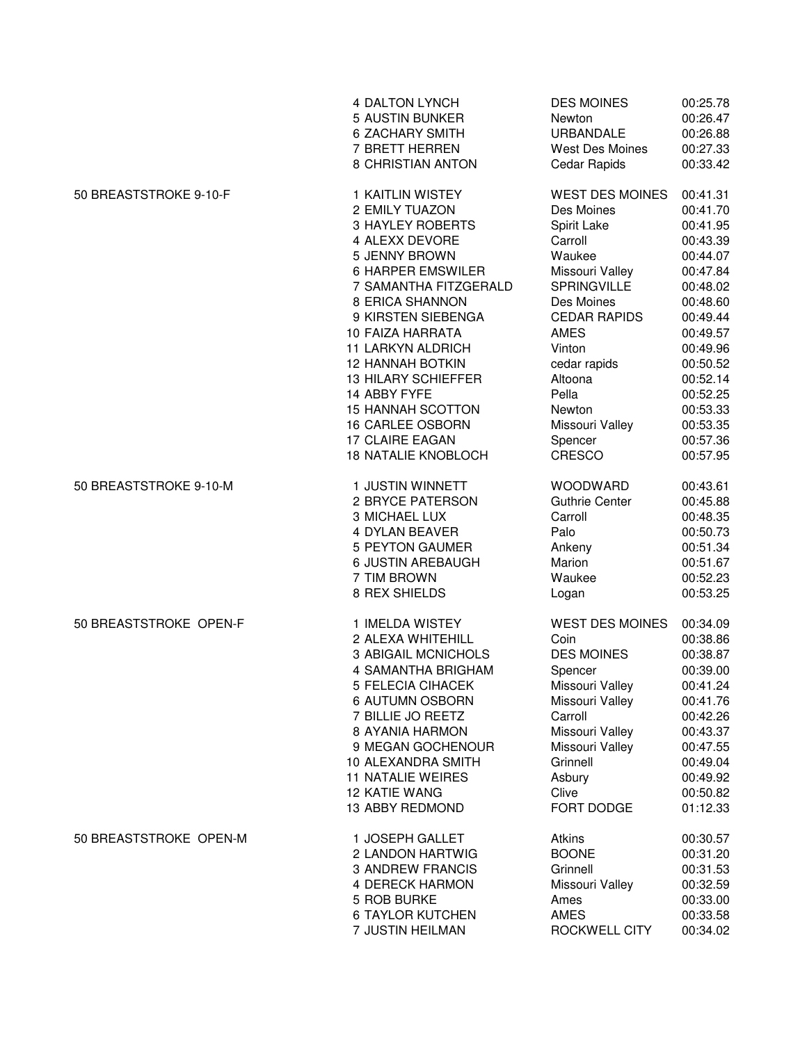| Event | Place | Name | Team | Time |
|---|---|---|---|---|
| | 4 | DALTON LYNCH | DES MOINES | 00:25.78 |
| | 5 | AUSTIN BUNKER | Newton | 00:26.47 |
| | 6 | ZACHARY SMITH | URBANDALE | 00:26.88 |
| | 7 | BRETT HERREN | West Des Moines | 00:27.33 |
| | 8 | CHRISTIAN ANTON | Cedar Rapids | 00:33.42 |
| 50 BREASTSTROKE 9-10-F | 1 | KAITLIN WISTEY | WEST DES MOINES | 00:41.31 |
| | 2 | EMILY TUAZON | Des Moines | 00:41.70 |
| | 3 | HAYLEY ROBERTS | Spirit Lake | 00:41.95 |
| | 4 | ALEXX DEVORE | Carroll | 00:43.39 |
| | 5 | JENNY BROWN | Waukee | 00:44.07 |
| | 6 | HARPER EMSWILER | Missouri Valley | 00:47.84 |
| | 7 | SAMANTHA FITZGERALD | SPRINGVILLE | 00:48.02 |
| | 8 | ERICA SHANNON | Des Moines | 00:48.60 |
| | 9 | KIRSTEN SIEBENGA | CEDAR RAPIDS | 00:49.44 |
| | 10 | FAIZA HARRATA | AMES | 00:49.57 |
| | 11 | LARKYN ALDRICH | Vinton | 00:49.96 |
| | 12 | HANNAH BOTKIN | cedar rapids | 00:50.52 |
| | 13 | HILARY SCHIEFFER | Altoona | 00:52.14 |
| | 14 | ABBY FYFE | Pella | 00:52.25 |
| | 15 | HANNAH SCOTTON | Newton | 00:53.33 |
| | 16 | CARLEE OSBORN | Missouri Valley | 00:53.35 |
| | 17 | CLAIRE EAGAN | Spencer | 00:57.36 |
| | 18 | NATALIE KNOBLOCH | CRESCO | 00:57.95 |
| 50 BREASTSTROKE 9-10-M | 1 | JUSTIN WINNETT | WOODWARD | 00:43.61 |
| | 2 | BRYCE PATERSON | Guthrie Center | 00:45.88 |
| | 3 | MICHAEL LUX | Carroll | 00:48.35 |
| | 4 | DYLAN BEAVER | Palo | 00:50.73 |
| | 5 | PEYTON GAUMER | Ankeny | 00:51.34 |
| | 6 | JUSTIN AREBAUGH | Marion | 00:51.67 |
| | 7 | TIM BROWN | Waukee | 00:52.23 |
| | 8 | REX SHIELDS | Logan | 00:53.25 |
| 50 BREASTSTROKE OPEN-F | 1 | IMELDA WISTEY | WEST DES MOINES | 00:34.09 |
| | 2 | ALEXA WHITEHILL | Coin | 00:38.86 |
| | 3 | ABIGAIL MCNICHOLS | DES MOINES | 00:38.87 |
| | 4 | SAMANTHA BRIGHAM | Spencer | 00:39.00 |
| | 5 | FELECIA CIHACEK | Missouri Valley | 00:41.24 |
| | 6 | AUTUMN OSBORN | Missouri Valley | 00:41.76 |
| | 7 | BILLIE JO REETZ | Carroll | 00:42.26 |
| | 8 | AYANIA HARMON | Missouri Valley | 00:43.37 |
| | 9 | MEGAN GOCHENOUR | Missouri Valley | 00:47.55 |
| | 10 | ALEXANDRA SMITH | Grinnell | 00:49.04 |
| | 11 | NATALIE WEIRES | Asbury | 00:49.92 |
| | 12 | KATIE WANG | Clive | 00:50.82 |
| | 13 | ABBY REDMOND | FORT DODGE | 01:12.33 |
| 50 BREASTSTROKE OPEN-M | 1 | JOSEPH GALLET | Atkins | 00:30.57 |
| | 2 | LANDON HARTWIG | BOONE | 00:31.20 |
| | 3 | ANDREW FRANCIS | Grinnell | 00:31.53 |
| | 4 | DERECK HARMON | Missouri Valley | 00:32.59 |
| | 5 | ROB BURKE | Ames | 00:33.00 |
| | 6 | TAYLOR KUTCHEN | AMES | 00:33.58 |
| | 7 | JUSTIN HEILMAN | ROCKWELL CITY | 00:34.02 |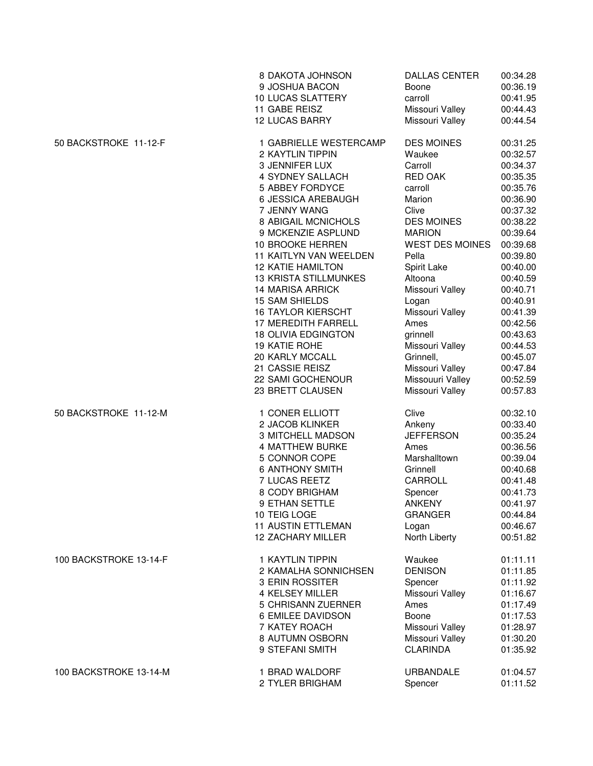| Event | Place | Name | City | Time |
|---|---|---|---|---|
| | 8 | DAKOTA JOHNSON | DALLAS CENTER | 00:34.28 |
| | 9 | JOSHUA BACON | Boone | 00:36.19 |
| | 10 | LUCAS SLATTERY | carroll | 00:41.95 |
| | 11 | GABE REISZ | Missouri Valley | 00:44.43 |
| | 12 | LUCAS BARRY | Missouri Valley | 00:44.54 |
| 50 BACKSTROKE 11-12-F | 1 | GABRIELLE WESTERCAMP | DES MOINES | 00:31.25 |
| | 2 | KAYTLIN TIPPIN | Waukee | 00:32.57 |
| | 3 | JENNIFER LUX | Carroll | 00:34.37 |
| | 4 | SYDNEY SALLACH | RED OAK | 00:35.35 |
| | 5 | ABBEY FORDYCE | carroll | 00:35.76 |
| | 6 | JESSICA AREBAUGH | Marion | 00:36.90 |
| | 7 | JENNY WANG | Clive | 00:37.32 |
| | 8 | ABIGAIL MCNICHOLS | DES MOINES | 00:38.22 |
| | 9 | MCKENZIE ASPLUND | MARION | 00:39.64 |
| | 10 | BROOKE HERREN | WEST DES MOINES | 00:39.68 |
| | 11 | KAITLYN VAN WEELDEN | Pella | 00:39.80 |
| | 12 | KATIE HAMILTON | Spirit Lake | 00:40.00 |
| | 13 | KRISTA STILLMUNKES | Altoona | 00:40.59 |
| | 14 | MARISA ARRICK | Missouri Valley | 00:40.71 |
| | 15 | SAM SHIELDS | Logan | 00:40.91 |
| | 16 | TAYLOR KIERSCHT | Missouri Valley | 00:41.39 |
| | 17 | MEREDITH FARRELL | Ames | 00:42.56 |
| | 18 | OLIVIA EDGINGTON | grinnell | 00:43.63 |
| | 19 | KATIE ROHE | Missouri Valley | 00:44.53 |
| | 20 | KARLY MCCALL | Grinnell, | 00:45.07 |
| | 21 | CASSIE REISZ | Missouri Valley | 00:47.84 |
| | 22 | SAMI GOCHENOUR | Missouuri Valley | 00:52.59 |
| | 23 | BRETT CLAUSEN | Missouri Valley | 00:57.83 |
| 50 BACKSTROKE 11-12-M | 1 | CONER ELLIOTT | Clive | 00:32.10 |
| | 2 | JACOB KLINKER | Ankeny | 00:33.40 |
| | 3 | MITCHELL MADSON | JEFFERSON | 00:35.24 |
| | 4 | MATTHEW BURKE | Ames | 00:36.56 |
| | 5 | CONNOR COPE | Marshalltown | 00:39.04 |
| | 6 | ANTHONY SMITH | Grinnell | 00:40.68 |
| | 7 | LUCAS REETZ | CARROLL | 00:41.48 |
| | 8 | CODY BRIGHAM | Spencer | 00:41.73 |
| | 9 | ETHAN SETTLE | ANKENY | 00:41.97 |
| | 10 | TEIG LOGE | GRANGER | 00:44.84 |
| | 11 | AUSTIN ETTLEMAN | Logan | 00:46.67 |
| | 12 | ZACHARY MILLER | North Liberty | 00:51.82 |
| 100 BACKSTROKE 13-14-F | 1 | KAYTLIN TIPPIN | Waukee | 01:11.11 |
| | 2 | KAMALHA SONNICHSEN | DENISON | 01:11.85 |
| | 3 | ERIN ROSSITER | Spencer | 01:11.92 |
| | 4 | KELSEY MILLER | Missouri Valley | 01:16.67 |
| | 5 | CHRISANN ZUERNER | Ames | 01:17.49 |
| | 6 | EMILEE DAVIDSON | Boone | 01:17.53 |
| | 7 | KATEY ROACH | Missouri Valley | 01:28.97 |
| | 8 | AUTUMN OSBORN | Missouri Valley | 01:30.20 |
| | 9 | STEFANI SMITH | CLARINDA | 01:35.92 |
| 100 BACKSTROKE 13-14-M | 1 | BRAD WALDORF | URBANDALE | 01:04.57 |
| | 2 | TYLER BRIGHAM | Spencer | 01:11.52 |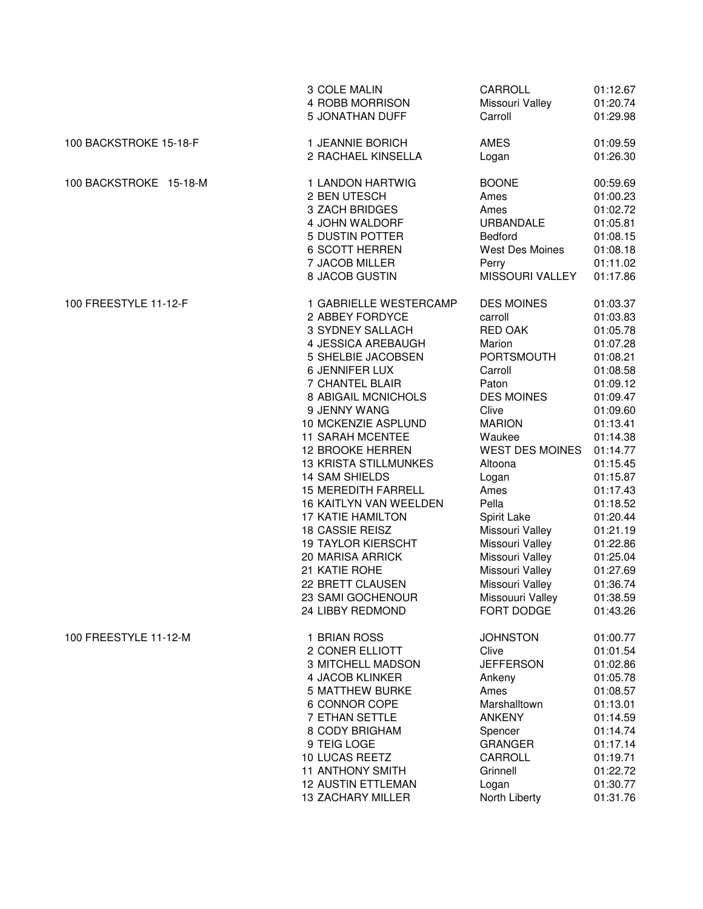| Event | Place | Name | Team | Time |
|---|---|---|---|---|
| | 3 | COLE MALIN | CARROLL | 01:12.67 |
| | 4 | ROBB MORRISON | Missouri Valley | 01:20.74 |
| | 5 | JONATHAN DUFF | Carroll | 01:29.98 |
| 100 BACKSTROKE 15-18-F | 1 | JEANNIE BORICH | AMES | 01:09.59 |
| | 2 | RACHAEL KINSELLA | Logan | 01:26.30 |
| 100 BACKSTROKE 15-18-M | 1 | LANDON HARTWIG | BOONE | 00:59.69 |
| | 2 | BEN UTESCH | Ames | 01:00.23 |
| | 3 | ZACH BRIDGES | Ames | 01:02.72 |
| | 4 | JOHN WALDORF | URBANDALE | 01:05.81 |
| | 5 | DUSTIN POTTER | Bedford | 01:08.15 |
| | 6 | SCOTT HERREN | West Des Moines | 01:08.18 |
| | 7 | JACOB MILLER | Perry | 01:11.02 |
| | 8 | JACOB GUSTIN | MISSOURI VALLEY | 01:17.86 |
| 100 FREESTYLE 11-12-F | 1 | GABRIELLE WESTERCAMP | DES MOINES | 01:03.37 |
| | 2 | ABBEY FORDYCE | carroll | 01:03.83 |
| | 3 | SYDNEY SALLACH | RED OAK | 01:05.78 |
| | 4 | JESSICA AREBAUGH | Marion | 01:07.28 |
| | 5 | SHELBIE JACOBSEN | PORTSMOUTH | 01:08.21 |
| | 6 | JENNIFER LUX | Carroll | 01:08.58 |
| | 7 | CHANTEL BLAIR | Paton | 01:09.12 |
| | 8 | ABIGAIL MCNICHOLS | DES MOINES | 01:09.47 |
| | 9 | JENNY WANG | Clive | 01:09.60 |
| | 10 | MCKENZIE ASPLUND | MARION | 01:13.41 |
| | 11 | SARAH MCENTEE | Waukee | 01:14.38 |
| | 12 | BROOKE HERREN | WEST DES MOINES | 01:14.77 |
| | 13 | KRISTA STILLMUNKES | Altoona | 01:15.45 |
| | 14 | SAM SHIELDS | Logan | 01:15.87 |
| | 15 | MEREDITH FARRELL | Ames | 01:17.43 |
| | 16 | KAITLYN VAN WEELDEN | Pella | 01:18.52 |
| | 17 | KATIE HAMILTON | Spirit Lake | 01:20.44 |
| | 18 | CASSIE REISZ | Missouri Valley | 01:21.19 |
| | 19 | TAYLOR KIERSCHT | Missouri Valley | 01:22.86 |
| | 20 | MARISA ARRICK | Missouri Valley | 01:25.04 |
| | 21 | KATIE ROHE | Missouri Valley | 01:27.69 |
| | 22 | BRETT CLAUSEN | Missouri Valley | 01:36.74 |
| | 23 | SAMI GOCHENOUR | Missouuri Valley | 01:38.59 |
| | 24 | LIBBY REDMOND | FORT DODGE | 01:43.26 |
| 100 FREESTYLE 11-12-M | 1 | BRIAN ROSS | JOHNSTON | 01:00.77 |
| | 2 | CONER ELLIOTT | Clive | 01:01.54 |
| | 3 | MITCHELL MADSON | JEFFERSON | 01:02.86 |
| | 4 | JACOB KLINKER | Ankeny | 01:05.78 |
| | 5 | MATTHEW BURKE | Ames | 01:08.57 |
| | 6 | CONNOR COPE | Marshalltown | 01:13.01 |
| | 7 | ETHAN SETTLE | ANKENY | 01:14.59 |
| | 8 | CODY BRIGHAM | Spencer | 01:14.74 |
| | 9 | TEIG LOGE | GRANGER | 01:17.14 |
| | 10 | LUCAS REETZ | CARROLL | 01:19.71 |
| | 11 | ANTHONY SMITH | Grinnell | 01:22.72 |
| | 12 | AUSTIN ETTLEMAN | Logan | 01:30.77 |
| | 13 | ZACHARY MILLER | North Liberty | 01:31.76 |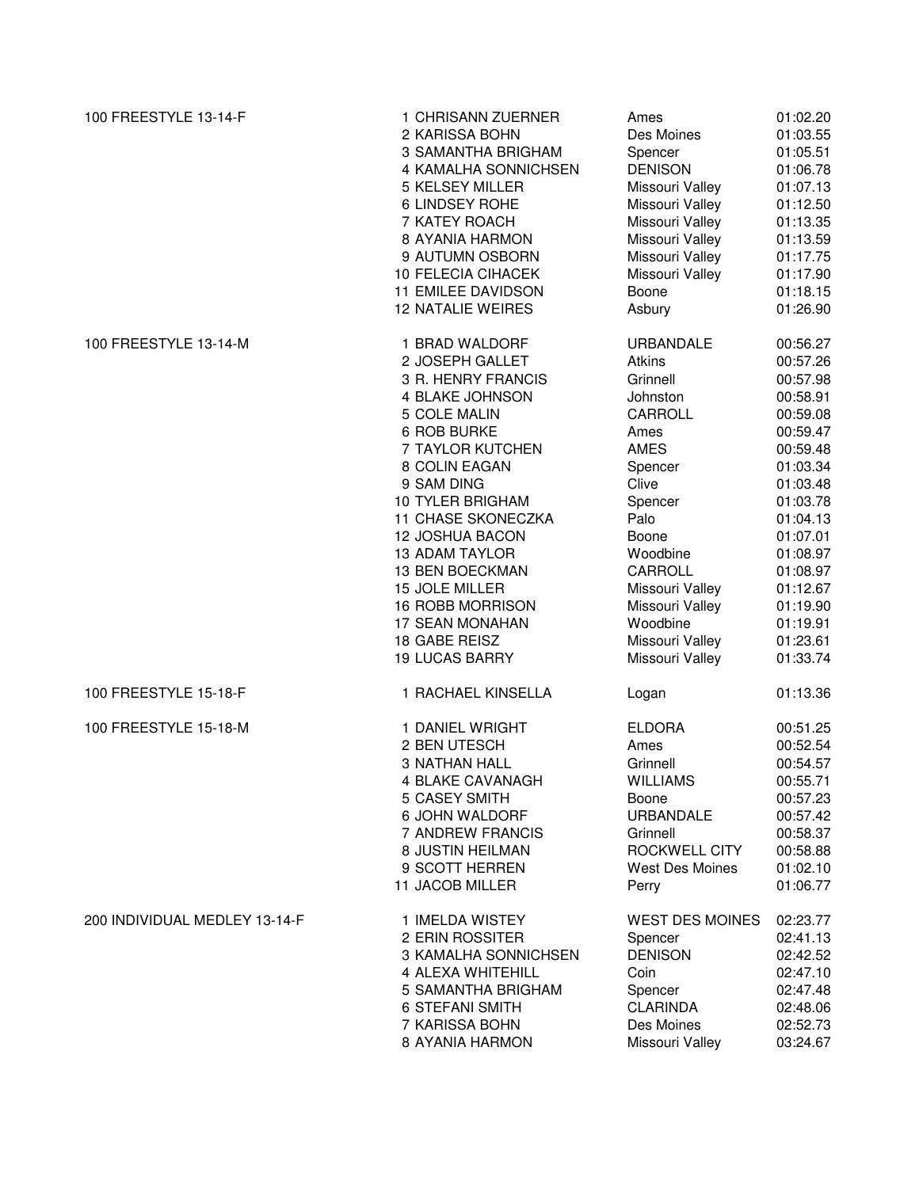| Event | Place | Name | Team | Time |
|---|---|---|---|---|
| 100 FREESTYLE 13-14-F | 1 | CHRISANN ZUERNER | Ames | 01:02.20 |
| | 2 | KARISSA BOHN | Des Moines | 01:03.55 |
| | 3 | SAMANTHA BRIGHAM | Spencer | 01:05.51 |
| | 4 | KAMALHA SONNICHSEN | DENISON | 01:06.78 |
| | 5 | KELSEY MILLER | Missouri Valley | 01:07.13 |
| | 6 | LINDSEY ROHE | Missouri Valley | 01:12.50 |
| | 7 | KATEY ROACH | Missouri Valley | 01:13.35 |
| | 8 | AYANIA HARMON | Missouri Valley | 01:13.59 |
| | 9 | AUTUMN OSBORN | Missouri Valley | 01:17.75 |
| | 10 | FELECIA CIHACEK | Missouri Valley | 01:17.90 |
| | 11 | EMILEE DAVIDSON | Boone | 01:18.15 |
| | 12 | NATALIE WEIRES | Asbury | 01:26.90 |
| 100 FREESTYLE 13-14-M | 1 | BRAD WALDORF | URBANDALE | 00:56.27 |
| | 2 | JOSEPH GALLET | Atkins | 00:57.26 |
| | 3 | R. HENRY FRANCIS | Grinnell | 00:57.98 |
| | 4 | BLAKE JOHNSON | Johnston | 00:58.91 |
| | 5 | COLE MALIN | CARROLL | 00:59.08 |
| | 6 | ROB BURKE | Ames | 00:59.47 |
| | 7 | TAYLOR KUTCHEN | AMES | 00:59.48 |
| | 8 | COLIN EAGAN | Spencer | 01:03.34 |
| | 9 | SAM DING | Clive | 01:03.48 |
| | 10 | TYLER BRIGHAM | Spencer | 01:03.78 |
| | 11 | CHASE SKONECZKA | Palo | 01:04.13 |
| | 12 | JOSHUA BACON | Boone | 01:07.01 |
| | 13 | ADAM TAYLOR | Woodbine | 01:08.97 |
| | 13 | BEN BOECKMAN | CARROLL | 01:08.97 |
| | 15 | JOLE MILLER | Missouri Valley | 01:12.67 |
| | 16 | ROBB MORRISON | Missouri Valley | 01:19.90 |
| | 17 | SEAN MONAHAN | Woodbine | 01:19.91 |
| | 18 | GABE REISZ | Missouri Valley | 01:23.61 |
| | 19 | LUCAS BARRY | Missouri Valley | 01:33.74 |
| 100 FREESTYLE 15-18-F | 1 | RACHAEL KINSELLA | Logan | 01:13.36 |
| 100 FREESTYLE 15-18-M | 1 | DANIEL WRIGHT | ELDORA | 00:51.25 |
| | 2 | BEN UTESCH | Ames | 00:52.54 |
| | 3 | NATHAN HALL | Grinnell | 00:54.57 |
| | 4 | BLAKE CAVANAGH | WILLIAMS | 00:55.71 |
| | 5 | CASEY SMITH | Boone | 00:57.23 |
| | 6 | JOHN WALDORF | URBANDALE | 00:57.42 |
| | 7 | ANDREW FRANCIS | Grinnell | 00:58.37 |
| | 8 | JUSTIN HEILMAN | ROCKWELL CITY | 00:58.88 |
| | 9 | SCOTT HERREN | West Des Moines | 01:02.10 |
| | 11 | JACOB MILLER | Perry | 01:06.77 |
| 200 INDIVIDUAL MEDLEY 13-14-F | 1 | IMELDA WISTEY | WEST DES MOINES | 02:23.77 |
| | 2 | ERIN ROSSITER | Spencer | 02:41.13 |
| | 3 | KAMALHA SONNICHSEN | DENISON | 02:42.52 |
| | 4 | ALEXA WHITEHILL | Coin | 02:47.10 |
| | 5 | SAMANTHA BRIGHAM | Spencer | 02:47.48 |
| | 6 | STEFANI SMITH | CLARINDA | 02:48.06 |
| | 7 | KARISSA BOHN | Des Moines | 02:52.73 |
| | 8 | AYANIA HARMON | Missouri Valley | 03:24.67 |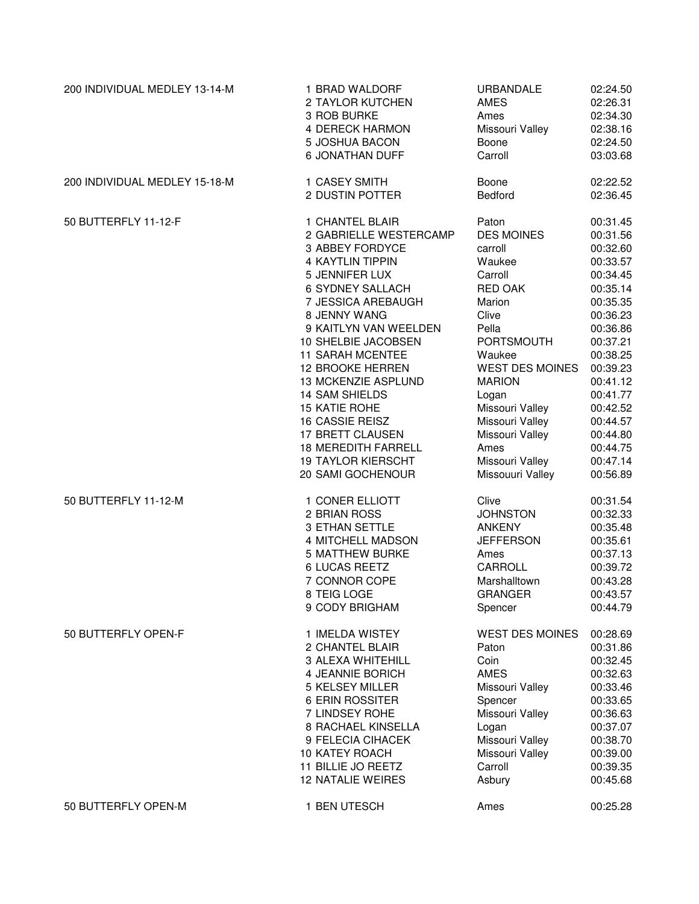| Event | Place | Name | Team | Time |
|---|---|---|---|---|
| 200 INDIVIDUAL MEDLEY 13-14-M | 1 | BRAD WALDORF | URBANDALE | 02:24.50 |
| | 2 | TAYLOR KUTCHEN | AMES | 02:26.31 |
| | 3 | ROB BURKE | Ames | 02:34.30 |
| | 4 | DERECK HARMON | Missouri Valley | 02:38.16 |
| | 5 | JOSHUA BACON | Boone | 02:24.50 |
| | 6 | JONATHAN DUFF | Carroll | 03:03.68 |
| 200 INDIVIDUAL MEDLEY 15-18-M | 1 | CASEY SMITH | Boone | 02:22.52 |
| | 2 | DUSTIN POTTER | Bedford | 02:36.45 |
| 50 BUTTERFLY 11-12-F | 1 | CHANTEL BLAIR | Paton | 00:31.45 |
| | 2 | GABRIELLE WESTERCAMP | DES MOINES | 00:31.56 |
| | 3 | ABBEY FORDYCE | carroll | 00:32.60 |
| | 4 | KAYTLIN TIPPIN | Waukee | 00:33.57 |
| | 5 | JENNIFER LUX | Carroll | 00:34.45 |
| | 6 | SYDNEY SALLACH | RED OAK | 00:35.14 |
| | 7 | JESSICA AREBAUGH | Marion | 00:35.35 |
| | 8 | JENNY WANG | Clive | 00:36.23 |
| | 9 | KAITLYN VAN WEELDEN | Pella | 00:36.86 |
| | 10 | SHELBIE JACOBSEN | PORTSMOUTH | 00:37.21 |
| | 11 | SARAH MCENTEE | Waukee | 00:38.25 |
| | 12 | BROOKE HERREN | WEST DES MOINES | 00:39.23 |
| | 13 | MCKENZIE ASPLUND | MARION | 00:41.12 |
| | 14 | SAM SHIELDS | Logan | 00:41.77 |
| | 15 | KATIE ROHE | Missouri Valley | 00:42.52 |
| | 16 | CASSIE REISZ | Missouri Valley | 00:44.57 |
| | 17 | BRETT CLAUSEN | Missouri Valley | 00:44.80 |
| | 18 | MEREDITH FARRELL | Ames | 00:44.75 |
| | 19 | TAYLOR KIERSCHT | Missouri Valley | 00:47.14 |
| | 20 | SAMI GOCHENOUR | Missouuri Valley | 00:56.89 |
| 50 BUTTERFLY 11-12-M | 1 | CONER ELLIOTT | Clive | 00:31.54 |
| | 2 | BRIAN ROSS | JOHNSTON | 00:32.33 |
| | 3 | ETHAN SETTLE | ANKENY | 00:35.48 |
| | 4 | MITCHELL MADSON | JEFFERSON | 00:35.61 |
| | 5 | MATTHEW BURKE | Ames | 00:37.13 |
| | 6 | LUCAS REETZ | CARROLL | 00:39.72 |
| | 7 | CONNOR COPE | Marshalltown | 00:43.28 |
| | 8 | TEIG LOGE | GRANGER | 00:43.57 |
| | 9 | CODY BRIGHAM | Spencer | 00:44.79 |
| 50 BUTTERFLY OPEN-F | 1 | IMELDA WISTEY | WEST DES MOINES | 00:28.69 |
| | 2 | CHANTEL BLAIR | Paton | 00:31.86 |
| | 3 | ALEXA WHITEHILL | Coin | 00:32.45 |
| | 4 | JEANNIE BORICH | AMES | 00:32.63 |
| | 5 | KELSEY MILLER | Missouri Valley | 00:33.46 |
| | 6 | ERIN ROSSITER | Spencer | 00:33.65 |
| | 7 | LINDSEY ROHE | Missouri Valley | 00:36.63 |
| | 8 | RACHAEL KINSELLA | Logan | 00:37.07 |
| | 9 | FELECIA CIHACEK | Missouri Valley | 00:38.70 |
| | 10 | KATEY ROACH | Missouri Valley | 00:39.00 |
| | 11 | BILLIE JO REETZ | Carroll | 00:39.35 |
| | 12 | NATALIE WEIRES | Asbury | 00:45.68 |
| 50 BUTTERFLY OPEN-M | 1 | BEN UTESCH | Ames | 00:25.28 |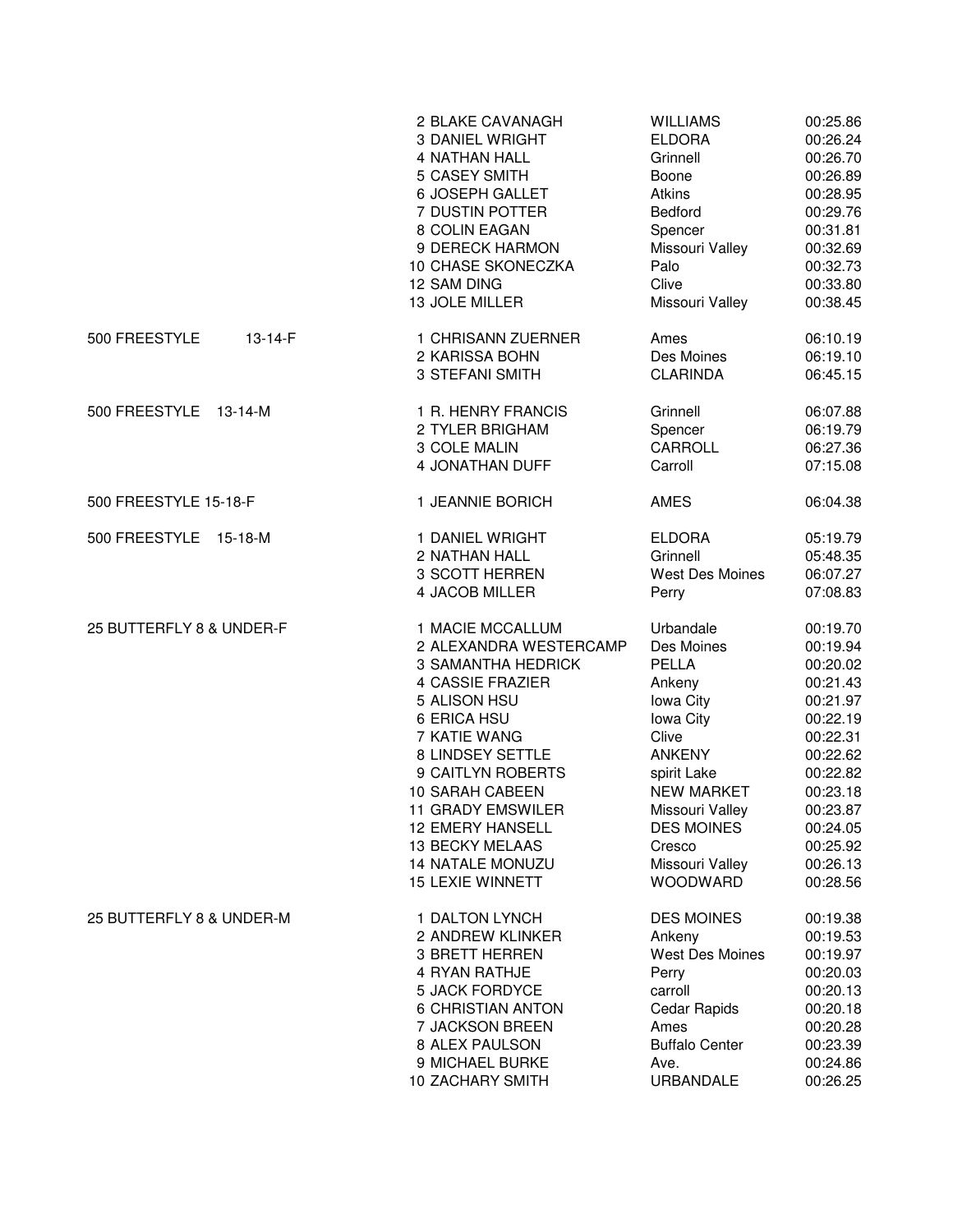| Event | Place | Name | Team | Time |
|---|---|---|---|---|
| | 2 | BLAKE CAVANAGH | WILLIAMS | 00:25.86 |
| | 3 | DANIEL WRIGHT | ELDORA | 00:26.24 |
| | 4 | NATHAN HALL | Grinnell | 00:26.70 |
| | 5 | CASEY SMITH | Boone | 00:26.89 |
| | 6 | JOSEPH GALLET | Atkins | 00:28.95 |
| | 7 | DUSTIN POTTER | Bedford | 00:29.76 |
| | 8 | COLIN EAGAN | Spencer | 00:31.81 |
| | 9 | DERECK HARMON | Missouri Valley | 00:32.69 |
| | 10 | CHASE SKONECZKA | Palo | 00:32.73 |
| | 12 | SAM DING | Clive | 00:33.80 |
| | 13 | JOLE MILLER | Missouri Valley | 00:38.45 |
| 500 FREESTYLE 13-14-F | 1 | CHRISANN ZUERNER | Ames | 06:10.19 |
| | 2 | KARISSA BOHN | Des Moines | 06:19.10 |
| | 3 | STEFANI SMITH | CLARINDA | 06:45.15 |
| 500 FREESTYLE 13-14-M | 1 | R. HENRY FRANCIS | Grinnell | 06:07.88 |
| | 2 | TYLER BRIGHAM | Spencer | 06:19.79 |
| | 3 | COLE MALIN | CARROLL | 06:27.36 |
| | 4 | JONATHAN DUFF | Carroll | 07:15.08 |
| 500 FREESTYLE 15-18-F | 1 | JEANNIE BORICH | AMES | 06:04.38 |
| 500 FREESTYLE 15-18-M | 1 | DANIEL WRIGHT | ELDORA | 05:19.79 |
| | 2 | NATHAN HALL | Grinnell | 05:48.35 |
| | 3 | SCOTT HERREN | West Des Moines | 06:07.27 |
| | 4 | JACOB MILLER | Perry | 07:08.83 |
| 25 BUTTERFLY 8 & UNDER-F | 1 | MACIE MCCALLUM | Urbandale | 00:19.70 |
| | 2 | ALEXANDRA WESTERCAMP | Des Moines | 00:19.94 |
| | 3 | SAMANTHA HEDRICK | PELLA | 00:20.02 |
| | 4 | CASSIE FRAZIER | Ankeny | 00:21.43 |
| | 5 | ALISON HSU | Iowa City | 00:21.97 |
| | 6 | ERICA HSU | Iowa City | 00:22.19 |
| | 7 | KATIE WANG | Clive | 00:22.31 |
| | 8 | LINDSEY SETTLE | ANKENY | 00:22.62 |
| | 9 | CAITLYN ROBERTS | spirit Lake | 00:22.82 |
| | 10 | SARAH CABEEN | NEW MARKET | 00:23.18 |
| | 11 | GRADY EMSWILER | Missouri Valley | 00:23.87 |
| | 12 | EMERY HANSELL | DES MOINES | 00:24.05 |
| | 13 | BECKY MELAAS | Cresco | 00:25.92 |
| | 14 | NATALE MONUZU | Missouri Valley | 00:26.13 |
| | 15 | LEXIE WINNETT | WOODWARD | 00:28.56 |
| 25 BUTTERFLY 8 & UNDER-M | 1 | DALTON LYNCH | DES MOINES | 00:19.38 |
| | 2 | ANDREW KLINKER | Ankeny | 00:19.53 |
| | 3 | BRETT HERREN | West Des Moines | 00:19.97 |
| | 4 | RYAN RATHJE | Perry | 00:20.03 |
| | 5 | JACK FORDYCE | carroll | 00:20.13 |
| | 6 | CHRISTIAN ANTON | Cedar Rapids | 00:20.18 |
| | 7 | JACKSON BREEN | Ames | 00:20.28 |
| | 8 | ALEX PAULSON | Buffalo Center | 00:23.39 |
| | 9 | MICHAEL BURKE | Ave. | 00:24.86 |
| | 10 | ZACHARY SMITH | URBANDALE | 00:26.25 |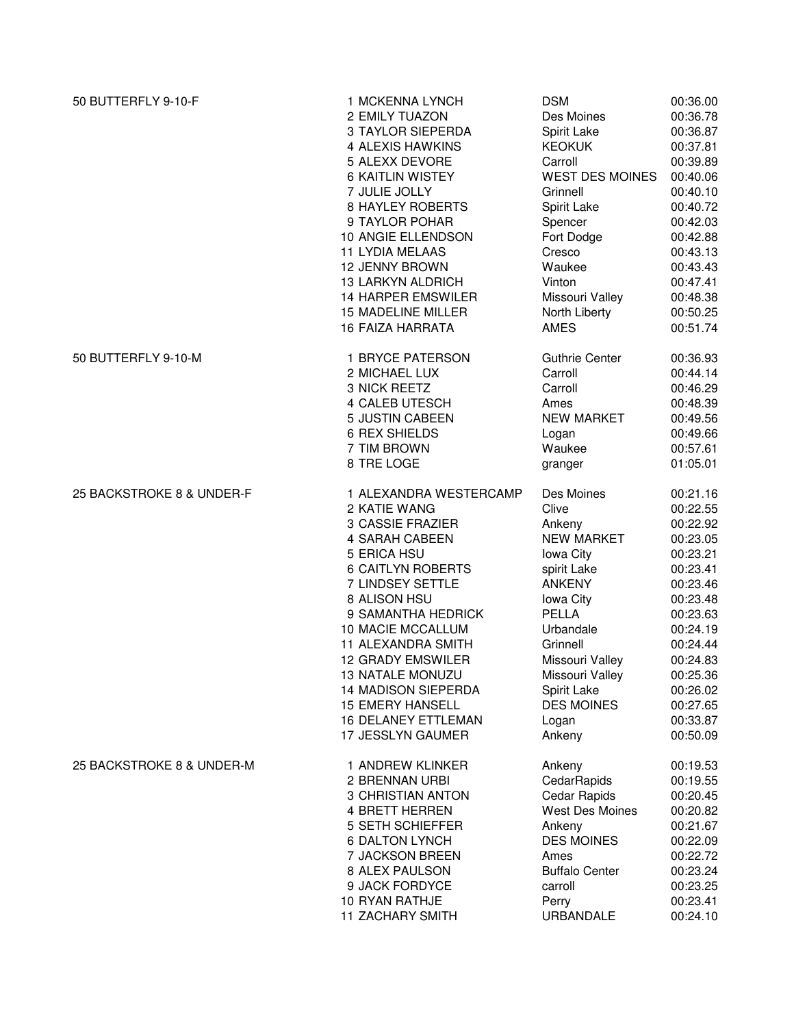| Event | Place | Name | Team | Time |
|---|---|---|---|---|
| 50 BUTTERFLY 9-10-F | 1 | MCKENNA LYNCH | DSM | 00:36.00 |
| | 2 | EMILY TUAZON | Des Moines | 00:36.78 |
| | 3 | TAYLOR SIEPERDA | Spirit Lake | 00:36.87 |
| | 4 | ALEXIS HAWKINS | KEOKUK | 00:37.81 |
| | 5 | ALEXX DEVORE | Carroll | 00:39.89 |
| | 6 | KAITLIN WISTEY | WEST DES MOINES | 00:40.06 |
| | 7 | JULIE JOLLY | Grinnell | 00:40.10 |
| | 8 | HAYLEY ROBERTS | Spirit Lake | 00:40.72 |
| | 9 | TAYLOR POHAR | Spencer | 00:42.03 |
| | 10 | ANGIE ELLENDSON | Fort Dodge | 00:42.88 |
| | 11 | LYDIA MELAAS | Cresco | 00:43.13 |
| | 12 | JENNY BROWN | Waukee | 00:43.43 |
| | 13 | LARKYN ALDRICH | Vinton | 00:47.41 |
| | 14 | HARPER EMSWILER | Missouri Valley | 00:48.38 |
| | 15 | MADELINE MILLER | North Liberty | 00:50.25 |
| | 16 | FAIZA HARRATA | AMES | 00:51.74 |
| 50 BUTTERFLY 9-10-M | 1 | BRYCE PATERSON | Guthrie Center | 00:36.93 |
| | 2 | MICHAEL LUX | Carroll | 00:44.14 |
| | 3 | NICK REETZ | Carroll | 00:46.29 |
| | 4 | CALEB UTESCH | Ames | 00:48.39 |
| | 5 | JUSTIN CABEEN | NEW MARKET | 00:49.56 |
| | 6 | REX SHIELDS | Logan | 00:49.66 |
| | 7 | TIM BROWN | Waukee | 00:57.61 |
| | 8 | TRE LOGE | granger | 01:05.01 |
| 25 BACKSTROKE 8 & UNDER-F | 1 | ALEXANDRA WESTERCAMP | Des Moines | 00:21.16 |
| | 2 | KATIE WANG | Clive | 00:22.55 |
| | 3 | CASSIE FRAZIER | Ankeny | 00:22.92 |
| | 4 | SARAH CABEEN | NEW MARKET | 00:23.05 |
| | 5 | ERICA HSU | Iowa City | 00:23.21 |
| | 6 | CAITLYN ROBERTS | spirit Lake | 00:23.41 |
| | 7 | LINDSEY SETTLE | ANKENY | 00:23.46 |
| | 8 | ALISON HSU | Iowa City | 00:23.48 |
| | 9 | SAMANTHA HEDRICK | PELLA | 00:23.63 |
| | 10 | MACIE MCCALLUM | Urbandale | 00:24.19 |
| | 11 | ALEXANDRA SMITH | Grinnell | 00:24.44 |
| | 12 | GRADY EMSWILER | Missouri Valley | 00:24.83 |
| | 13 | NATALE MONUZU | Missouri Valley | 00:25.36 |
| | 14 | MADISON SIEPERDA | Spirit Lake | 00:26.02 |
| | 15 | EMERY HANSELL | DES MOINES | 00:27.65 |
| | 16 | DELANEY ETTLEMAN | Logan | 00:33.87 |
| | 17 | JESSLYN GAUMER | Ankeny | 00:50.09 |
| 25 BACKSTROKE 8 & UNDER-M | 1 | ANDREW KLINKER | Ankeny | 00:19.53 |
| | 2 | BRENNAN URBI | CedarRapids | 00:19.55 |
| | 3 | CHRISTIAN ANTON | Cedar Rapids | 00:20.45 |
| | 4 | BRETT HERREN | West Des Moines | 00:20.82 |
| | 5 | SETH SCHIEFFER | Ankeny | 00:21.67 |
| | 6 | DALTON LYNCH | DES MOINES | 00:22.09 |
| | 7 | JACKSON BREEN | Ames | 00:22.72 |
| | 8 | ALEX PAULSON | Buffalo Center | 00:23.24 |
| | 9 | JACK FORDYCE | carroll | 00:23.25 |
| | 10 | RYAN RATHJE | Perry | 00:23.41 |
| | 11 | ZACHARY SMITH | URBANDALE | 00:24.10 |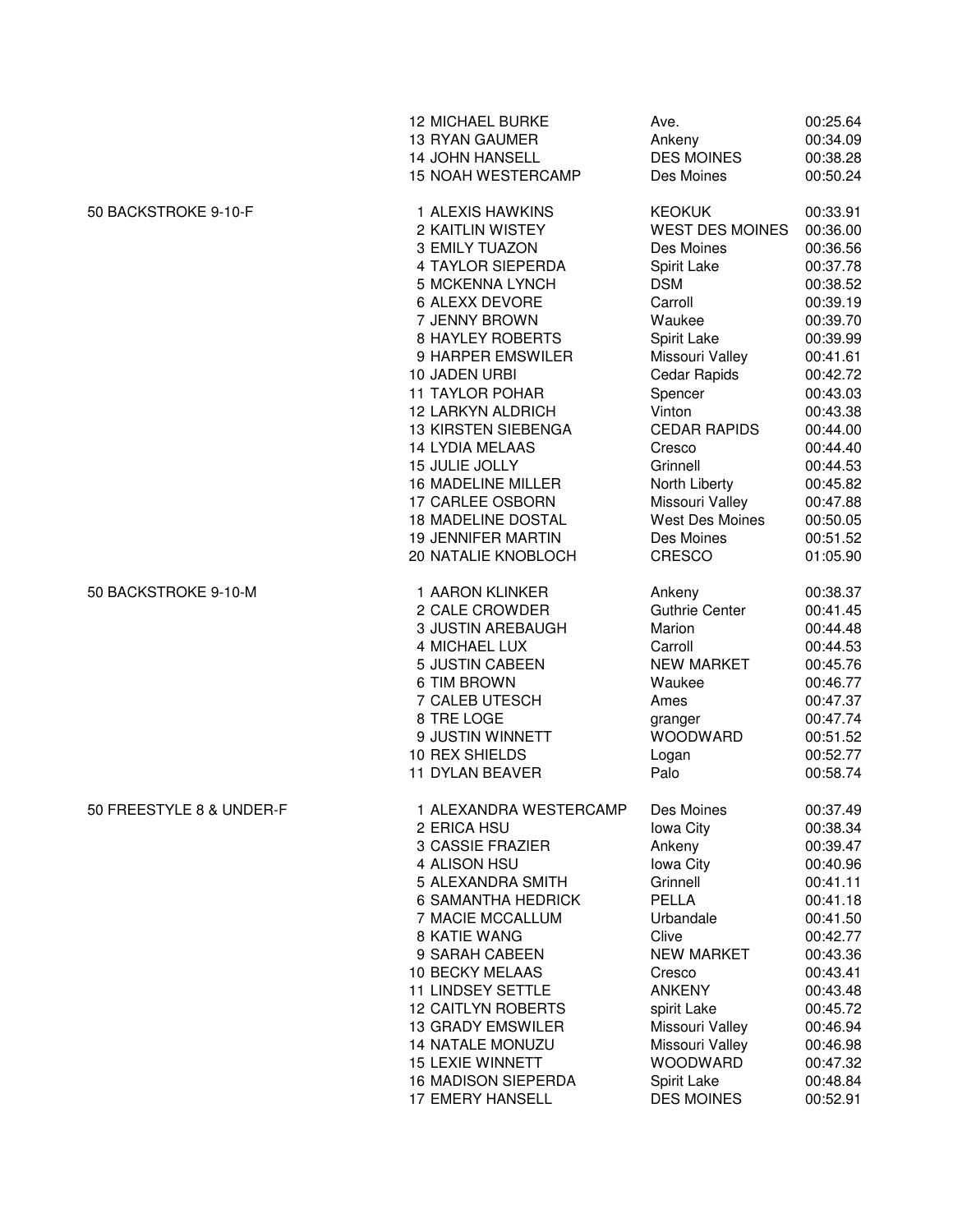| Event | Place | Name | City | Time |
|---|---|---|---|---|
| | 12 | MICHAEL BURKE | Ave. | 00:25.64 |
| | 13 | RYAN GAUMER | Ankeny | 00:34.09 |
| | 14 | JOHN HANSELL | DES MOINES | 00:38.28 |
| | 15 | NOAH WESTERCAMP | Des Moines | 00:50.24 |
| 50 BACKSTROKE 9-10-F | 1 | ALEXIS HAWKINS | KEOKUK | 00:33.91 |
| | 2 | KAITLIN WISTEY | WEST DES MOINES | 00:36.00 |
| | 3 | EMILY TUAZON | Des Moines | 00:36.56 |
| | 4 | TAYLOR SIEPERDA | Spirit Lake | 00:37.78 |
| | 5 | MCKENNA LYNCH | DSM | 00:38.52 |
| | 6 | ALEXX DEVORE | Carroll | 00:39.19 |
| | 7 | JENNY BROWN | Waukee | 00:39.70 |
| | 8 | HAYLEY ROBERTS | Spirit Lake | 00:39.99 |
| | 9 | HARPER EMSWILER | Missouri Valley | 00:41.61 |
| | 10 | JADEN URBI | Cedar Rapids | 00:42.72 |
| | 11 | TAYLOR POHAR | Spencer | 00:43.03 |
| | 12 | LARKYN ALDRICH | Vinton | 00:43.38 |
| | 13 | KIRSTEN SIEBENGA | CEDAR RAPIDS | 00:44.00 |
| | 14 | LYDIA MELAAS | Cresco | 00:44.40 |
| | 15 | JULIE JOLLY | Grinnell | 00:44.53 |
| | 16 | MADELINE MILLER | North Liberty | 00:45.82 |
| | 17 | CARLEE OSBORN | Missouri Valley | 00:47.88 |
| | 18 | MADELINE DOSTAL | West Des Moines | 00:50.05 |
| | 19 | JENNIFER MARTIN | Des Moines | 00:51.52 |
| | 20 | NATALIE KNOBLOCH | CRESCO | 01:05.90 |
| 50 BACKSTROKE 9-10-M | 1 | AARON KLINKER | Ankeny | 00:38.37 |
| | 2 | CALE CROWDER | Guthrie Center | 00:41.45 |
| | 3 | JUSTIN AREBAUGH | Marion | 00:44.48 |
| | 4 | MICHAEL LUX | Carroll | 00:44.53 |
| | 5 | JUSTIN CABEEN | NEW MARKET | 00:45.76 |
| | 6 | TIM BROWN | Waukee | 00:46.77 |
| | 7 | CALEB UTESCH | Ames | 00:47.37 |
| | 8 | TRE LOGE | granger | 00:47.74 |
| | 9 | JUSTIN WINNETT | WOODWARD | 00:51.52 |
| | 10 | REX SHIELDS | Logan | 00:52.77 |
| | 11 | DYLAN BEAVER | Palo | 00:58.74 |
| 50 FREESTYLE 8 & UNDER-F | 1 | ALEXANDRA WESTERCAMP | Des Moines | 00:37.49 |
| | 2 | ERICA HSU | Iowa City | 00:38.34 |
| | 3 | CASSIE FRAZIER | Ankeny | 00:39.47 |
| | 4 | ALISON HSU | Iowa City | 00:40.96 |
| | 5 | ALEXANDRA SMITH | Grinnell | 00:41.11 |
| | 6 | SAMANTHA HEDRICK | PELLA | 00:41.18 |
| | 7 | MACIE MCCALLUM | Urbandale | 00:41.50 |
| | 8 | KATIE WANG | Clive | 00:42.77 |
| | 9 | SARAH CABEEN | NEW MARKET | 00:43.36 |
| | 10 | BECKY MELAAS | Cresco | 00:43.41 |
| | 11 | LINDSEY SETTLE | ANKENY | 00:43.48 |
| | 12 | CAITLYN ROBERTS | spirit Lake | 00:45.72 |
| | 13 | GRADY EMSWILER | Missouri Valley | 00:46.94 |
| | 14 | NATALE MONUZU | Missouri Valley | 00:46.98 |
| | 15 | LEXIE WINNETT | WOODWARD | 00:47.32 |
| | 16 | MADISON SIEPERDA | Spirit Lake | 00:48.84 |
| | 17 | EMERY HANSELL | DES MOINES | 00:52.91 |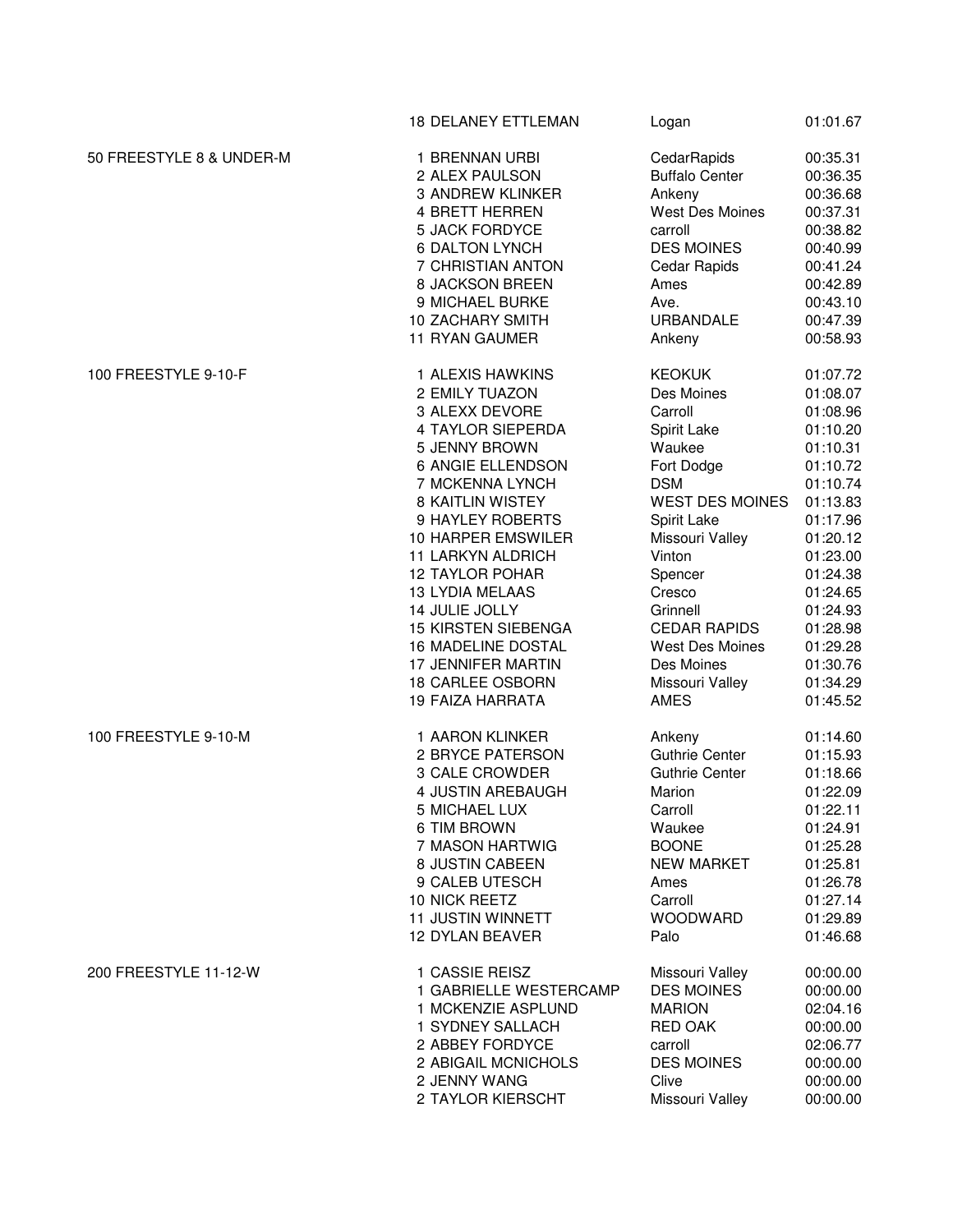| Event | Place | Name | City | Time |
|---|---|---|---|---|
| | 18 | DELANEY ETTLEMAN | Logan | 01:01.67 |
| 50 FREESTYLE 8 & UNDER-M | 1 | BRENNAN URBI | CedarRapids | 00:35.31 |
| | 2 | ALEX PAULSON | Buffalo Center | 00:36.35 |
| | 3 | ANDREW KLINKER | Ankeny | 00:36.68 |
| | 4 | BRETT HERREN | West Des Moines | 00:37.31 |
| | 5 | JACK FORDYCE | carroll | 00:38.82 |
| | 6 | DALTON LYNCH | DES MOINES | 00:40.99 |
| | 7 | CHRISTIAN ANTON | Cedar Rapids | 00:41.24 |
| | 8 | JACKSON BREEN | Ames | 00:42.89 |
| | 9 | MICHAEL BURKE | Ave. | 00:43.10 |
| | 10 | ZACHARY SMITH | URBANDALE | 00:47.39 |
| | 11 | RYAN GAUMER | Ankeny | 00:58.93 |
| 100 FREESTYLE 9-10-F | 1 | ALEXIS HAWKINS | KEOKUK | 01:07.72 |
| | 2 | EMILY TUAZON | Des Moines | 01:08.07 |
| | 3 | ALEXX DEVORE | Carroll | 01:08.96 |
| | 4 | TAYLOR SIEPERDA | Spirit Lake | 01:10.20 |
| | 5 | JENNY BROWN | Waukee | 01:10.31 |
| | 6 | ANGIE ELLENDSON | Fort Dodge | 01:10.72 |
| | 7 | MCKENNA LYNCH | DSM | 01:10.74 |
| | 8 | KAITLIN WISTEY | WEST DES MOINES | 01:13.83 |
| | 9 | HAYLEY ROBERTS | Spirit Lake | 01:17.96 |
| | 10 | HARPER EMSWILER | Missouri Valley | 01:20.12 |
| | 11 | LARKYN ALDRICH | Vinton | 01:23.00 |
| | 12 | TAYLOR POHAR | Spencer | 01:24.38 |
| | 13 | LYDIA MELAAS | Cresco | 01:24.65 |
| | 14 | JULIE JOLLY | Grinnell | 01:24.93 |
| | 15 | KIRSTEN SIEBENGA | CEDAR RAPIDS | 01:28.98 |
| | 16 | MADELINE DOSTAL | West Des Moines | 01:29.28 |
| | 17 | JENNIFER MARTIN | Des Moines | 01:30.76 |
| | 18 | CARLEE OSBORN | Missouri Valley | 01:34.29 |
| | 19 | FAIZA HARRATA | AMES | 01:45.52 |
| 100 FREESTYLE 9-10-M | 1 | AARON KLINKER | Ankeny | 01:14.60 |
| | 2 | BRYCE PATERSON | Guthrie Center | 01:15.93 |
| | 3 | CALE CROWDER | Guthrie Center | 01:18.66 |
| | 4 | JUSTIN AREBAUGH | Marion | 01:22.09 |
| | 5 | MICHAEL LUX | Carroll | 01:22.11 |
| | 6 | TIM BROWN | Waukee | 01:24.91 |
| | 7 | MASON HARTWIG | BOONE | 01:25.28 |
| | 8 | JUSTIN CABEEN | NEW MARKET | 01:25.81 |
| | 9 | CALEB UTESCH | Ames | 01:26.78 |
| | 10 | NICK REETZ | Carroll | 01:27.14 |
| | 11 | JUSTIN WINNETT | WOODWARD | 01:29.89 |
| | 12 | DYLAN BEAVER | Palo | 01:46.68 |
| 200 FREESTYLE 11-12-W | 1 | CASSIE REISZ | Missouri Valley | 00:00.00 |
| | 1 | GABRIELLE WESTERCAMP | DES MOINES | 00:00.00 |
| | 1 | MCKENZIE ASPLUND | MARION | 02:04.16 |
| | 1 | SYDNEY SALLACH | RED OAK | 00:00.00 |
| | 2 | ABBEY FORDYCE | carroll | 02:06.77 |
| | 2 | ABIGAIL MCNICHOLS | DES MOINES | 00:00.00 |
| | 2 | JENNY WANG | Clive | 00:00.00 |
| | 2 | TAYLOR KIERSCHT | Missouri Valley | 00:00.00 |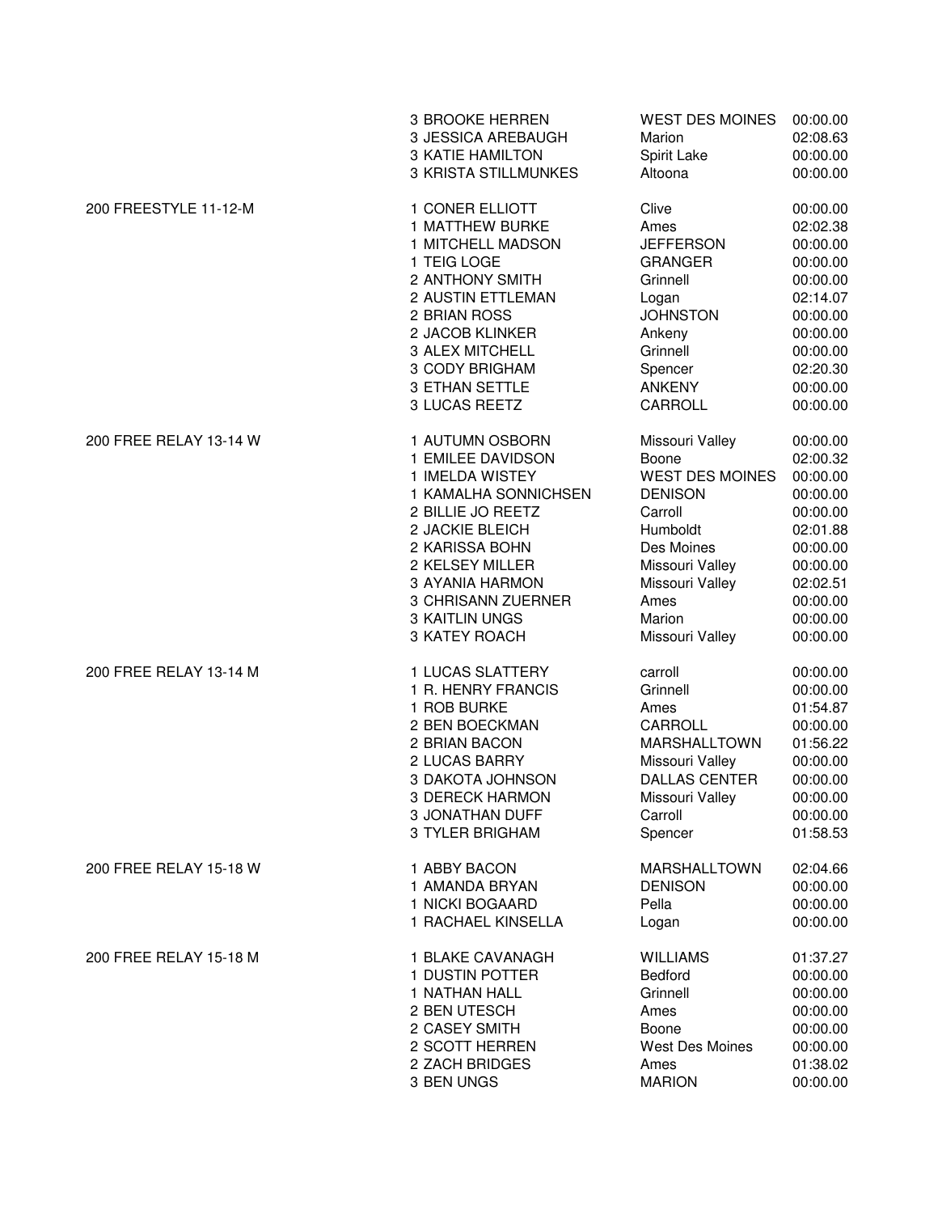| Event | Place / Name | Team | Time |
|---|---|---|---|
| | 3 BROOKE HERREN | WEST DES MOINES | 00:00.00 |
| | 3 JESSICA AREBAUGH | Marion | 02:08.63 |
| | 3 KATIE HAMILTON | Spirit Lake | 00:00.00 |
| | 3 KRISTA STILLMUNKES | Altoona | 00:00.00 |
| 200 FREESTYLE 11-12-M | 1 CONER ELLIOTT | Clive | 00:00.00 |
| | 1 MATTHEW BURKE | Ames | 02:02.38 |
| | 1 MITCHELL MADSON | JEFFERSON | 00:00.00 |
| | 1 TEIG LOGE | GRANGER | 00:00.00 |
| | 2 ANTHONY SMITH | Grinnell | 00:00.00 |
| | 2 AUSTIN ETTLEMAN | Logan | 02:14.07 |
| | 2 BRIAN ROSS | JOHNSTON | 00:00.00 |
| | 2 JACOB KLINKER | Ankeny | 00:00.00 |
| | 3 ALEX MITCHELL | Grinnell | 00:00.00 |
| | 3 CODY BRIGHAM | Spencer | 02:20.30 |
| | 3 ETHAN SETTLE | ANKENY | 00:00.00 |
| | 3 LUCAS REETZ | CARROLL | 00:00.00 |
| 200 FREE RELAY 13-14 W | 1 AUTUMN OSBORN | Missouri Valley | 00:00.00 |
| | 1 EMILEE DAVIDSON | Boone | 02:00.32 |
| | 1 IMELDA WISTEY | WEST DES MOINES | 00:00.00 |
| | 1 KAMALHA SONNICHSEN | DENISON | 00:00.00 |
| | 2 BILLIE JO REETZ | Carroll | 00:00.00 |
| | 2 JACKIE BLEICH | Humboldt | 02:01.88 |
| | 2 KARISSA BOHN | Des Moines | 00:00.00 |
| | 2 KELSEY MILLER | Missouri Valley | 00:00.00 |
| | 3 AYANIA HARMON | Missouri Valley | 02:02.51 |
| | 3 CHRISANN ZUERNER | Ames | 00:00.00 |
| | 3 KAITLIN UNGS | Marion | 00:00.00 |
| | 3 KATEY ROACH | Missouri Valley | 00:00.00 |
| 200 FREE RELAY 13-14 M | 1 LUCAS SLATTERY | carroll | 00:00.00 |
| | 1 R. HENRY FRANCIS | Grinnell | 00:00.00 |
| | 1 ROB BURKE | Ames | 01:54.87 |
| | 2 BEN BOECKMAN | CARROLL | 00:00.00 |
| | 2 BRIAN BACON | MARSHALLTOWN | 01:56.22 |
| | 2 LUCAS BARRY | Missouri Valley | 00:00.00 |
| | 3 DAKOTA JOHNSON | DALLAS CENTER | 00:00.00 |
| | 3 DERECK HARMON | Missouri Valley | 00:00.00 |
| | 3 JONATHAN DUFF | Carroll | 00:00.00 |
| | 3 TYLER BRIGHAM | Spencer | 01:58.53 |
| 200 FREE RELAY 15-18 W | 1 ABBY BACON | MARSHALLTOWN | 02:04.66 |
| | 1 AMANDA BRYAN | DENISON | 00:00.00 |
| | 1 NICKI BOGAARD | Pella | 00:00.00 |
| | 1 RACHAEL KINSELLA | Logan | 00:00.00 |
| 200 FREE RELAY 15-18 M | 1 BLAKE CAVANAGH | WILLIAMS | 01:37.27 |
| | 1 DUSTIN POTTER | Bedford | 00:00.00 |
| | 1 NATHAN HALL | Grinnell | 00:00.00 |
| | 2 BEN UTESCH | Ames | 00:00.00 |
| | 2 CASEY SMITH | Boone | 00:00.00 |
| | 2 SCOTT HERREN | West Des Moines | 00:00.00 |
| | 2 ZACH BRIDGES | Ames | 01:38.02 |
| | 3 BEN UNGS | MARION | 00:00.00 |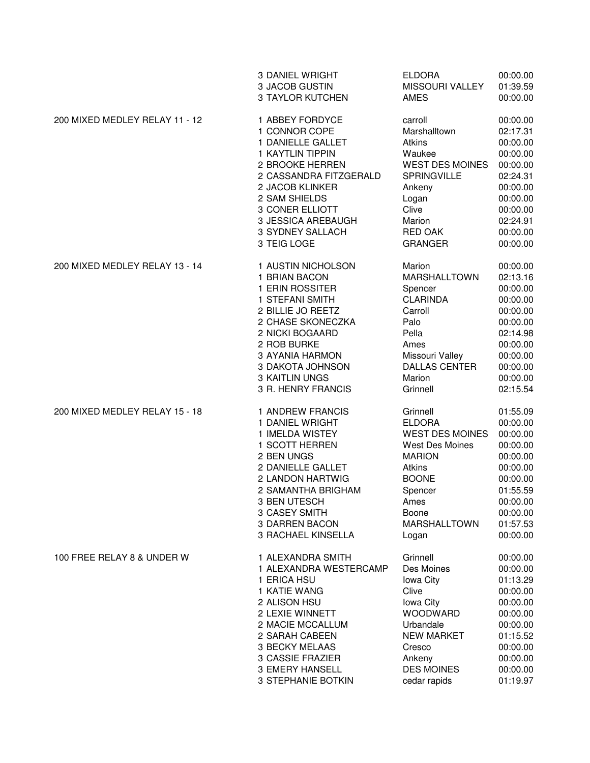| Event | Place / Name | Team | Time |
| --- | --- | --- | --- |
| | 3 DANIEL WRIGHT | ELDORA | 00:00.00 |
| | 3 JACOB GUSTIN | MISSOURI VALLEY | 01:39.59 |
| | 3 TAYLOR KUTCHEN | AMES | 00:00.00 |
| 200 MIXED MEDLEY RELAY 11 - 12 | 1 ABBEY FORDYCE | carroll | 00:00.00 |
| | 1 CONNOR COPE | Marshalltown | 02:17.31 |
| | 1 DANIELLE GALLET | Atkins | 00:00.00 |
| | 1 KAYTLIN TIPPIN | Waukee | 00:00.00 |
| | 2 BROOKE HERREN | WEST DES MOINES | 00:00.00 |
| | 2 CASSANDRA FITZGERALD | SPRINGVILLE | 02:24.31 |
| | 2 JACOB KLINKER | Ankeny | 00:00.00 |
| | 2 SAM SHIELDS | Logan | 00:00.00 |
| | 3 CONER ELLIOTT | Clive | 00:00.00 |
| | 3 JESSICA AREBAUGH | Marion | 02:24.91 |
| | 3 SYDNEY SALLACH | RED OAK | 00:00.00 |
| | 3 TEIG LOGE | GRANGER | 00:00.00 |
| 200 MIXED MEDLEY RELAY 13 - 14 | 1 AUSTIN NICHOLSON | Marion | 00:00.00 |
| | 1 BRIAN BACON | MARSHALLTOWN | 02:13.16 |
| | 1 ERIN ROSSITER | Spencer | 00:00.00 |
| | 1 STEFANI SMITH | CLARINDA | 00:00.00 |
| | 2 BILLIE JO REETZ | Carroll | 00:00.00 |
| | 2 CHASE SKONECZKA | Palo | 00:00.00 |
| | 2 NICKI BOGAARD | Pella | 02:14.98 |
| | 2 ROB BURKE | Ames | 00:00.00 |
| | 3 AYANIA HARMON | Missouri Valley | 00:00.00 |
| | 3 DAKOTA JOHNSON | DALLAS CENTER | 00:00.00 |
| | 3 KAITLIN UNGS | Marion | 00:00.00 |
| | 3 R. HENRY FRANCIS | Grinnell | 02:15.54 |
| 200 MIXED MEDLEY RELAY 15 - 18 | 1 ANDREW FRANCIS | Grinnell | 01:55.09 |
| | 1 DANIEL WRIGHT | ELDORA | 00:00.00 |
| | 1 IMELDA WISTEY | WEST DES MOINES | 00:00.00 |
| | 1 SCOTT HERREN | West Des Moines | 00:00.00 |
| | 2 BEN UNGS | MARION | 00:00.00 |
| | 2 DANIELLE GALLET | Atkins | 00:00.00 |
| | 2 LANDON HARTWIG | BOONE | 00:00.00 |
| | 2 SAMANTHA BRIGHAM | Spencer | 01:55.59 |
| | 3 BEN UTESCH | Ames | 00:00.00 |
| | 3 CASEY SMITH | Boone | 00:00.00 |
| | 3 DARREN BACON | MARSHALLTOWN | 01:57.53 |
| | 3 RACHAEL KINSELLA | Logan | 00:00.00 |
| 100 FREE RELAY 8 & UNDER W | 1 ALEXANDRA SMITH | Grinnell | 00:00.00 |
| | 1 ALEXANDRA WESTERCAMP | Des Moines | 00:00.00 |
| | 1 ERICA HSU | Iowa City | 01:13.29 |
| | 1 KATIE WANG | Clive | 00:00.00 |
| | 2 ALISON HSU | Iowa City | 00:00.00 |
| | 2 LEXIE WINNETT | WOODWARD | 00:00.00 |
| | 2 MACIE MCCALLUM | Urbandale | 00:00.00 |
| | 2 SARAH CABEEN | NEW MARKET | 01:15.52 |
| | 3 BECKY MELAAS | Cresco | 00:00.00 |
| | 3 CASSIE FRAZIER | Ankeny | 00:00.00 |
| | 3 EMERY HANSELL | DES MOINES | 00:00.00 |
| | 3 STEPHANIE BOTKIN | cedar rapids | 01:19.97 |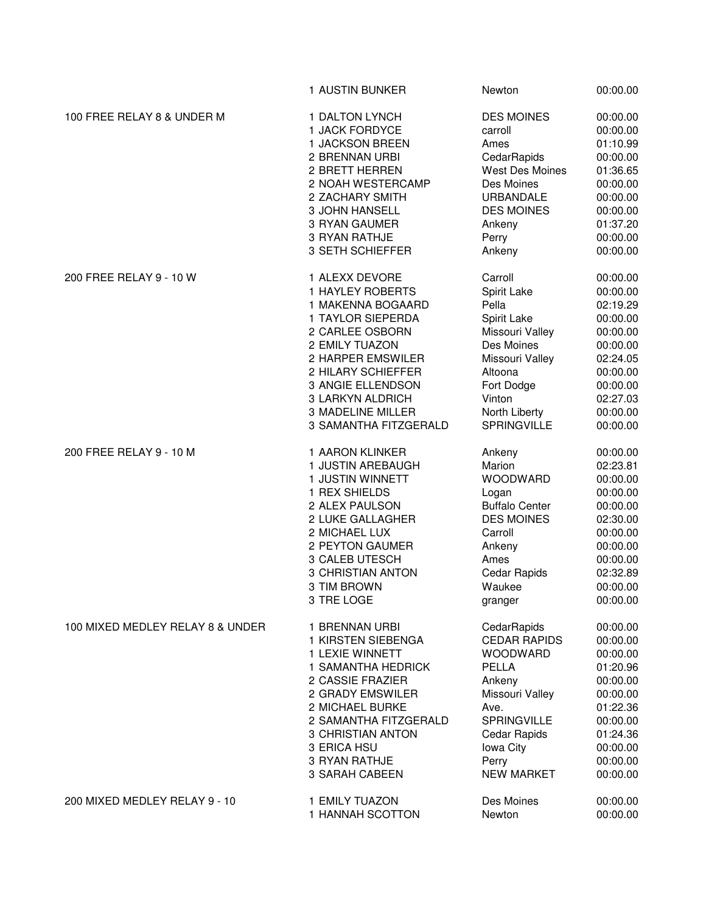| Event | Place / Name | Team | Time |
|---|---|---|---|
| | 1 AUSTIN BUNKER | Newton | 00:00.00 |
| 100 FREE RELAY 8 & UNDER M | 1 DALTON LYNCH | DES MOINES | 00:00.00 |
| | 1 JACK FORDYCE | carroll | 00:00.00 |
| | 1 JACKSON BREEN | Ames | 01:10.99 |
| | 2 BRENNAN URBI | CedarRapids | 00:00.00 |
| | 2 BRETT HERREN | West Des Moines | 01:36.65 |
| | 2 NOAH WESTERCAMP | Des Moines | 00:00.00 |
| | 2 ZACHARY SMITH | URBANDALE | 00:00.00 |
| | 3 JOHN HANSELL | DES MOINES | 00:00.00 |
| | 3 RYAN GAUMER | Ankeny | 01:37.20 |
| | 3 RYAN RATHJE | Perry | 00:00.00 |
| | 3 SETH SCHIEFFER | Ankeny | 00:00.00 |
| 200 FREE RELAY 9 - 10 W | 1 ALEXX DEVORE | Carroll | 00:00.00 |
| | 1 HAYLEY ROBERTS | Spirit Lake | 00:00.00 |
| | 1 MAKENNA BOGAARD | Pella | 02:19.29 |
| | 1 TAYLOR SIEPERDA | Spirit Lake | 00:00.00 |
| | 2 CARLEE OSBORN | Missouri Valley | 00:00.00 |
| | 2 EMILY TUAZON | Des Moines | 00:00.00 |
| | 2 HARPER EMSWILER | Missouri Valley | 02:24.05 |
| | 2 HILARY SCHIEFFER | Altoona | 00:00.00 |
| | 3 ANGIE ELLENDSON | Fort Dodge | 00:00.00 |
| | 3 LARKYN ALDRICH | Vinton | 02:27.03 |
| | 3 MADELINE MILLER | North Liberty | 00:00.00 |
| | 3 SAMANTHA FITZGERALD | SPRINGVILLE | 00:00.00 |
| 200 FREE RELAY 9 - 10 M | 1 AARON KLINKER | Ankeny | 00:00.00 |
| | 1 JUSTIN AREBAUGH | Marion | 02:23.81 |
| | 1 JUSTIN WINNETT | WOODWARD | 00:00.00 |
| | 1 REX SHIELDS | Logan | 00:00.00 |
| | 2 ALEX PAULSON | Buffalo Center | 00:00.00 |
| | 2 LUKE GALLAGHER | DES MOINES | 02:30.00 |
| | 2 MICHAEL LUX | Carroll | 00:00.00 |
| | 2 PEYTON GAUMER | Ankeny | 00:00.00 |
| | 3 CALEB UTESCH | Ames | 00:00.00 |
| | 3 CHRISTIAN ANTON | Cedar Rapids | 02:32.89 |
| | 3 TIM BROWN | Waukee | 00:00.00 |
| | 3 TRE LOGE | granger | 00:00.00 |
| 100 MIXED MEDLEY RELAY 8 & UNDER | 1 BRENNAN URBI | CedarRapids | 00:00.00 |
| | 1 KIRSTEN SIEBENGA | CEDAR RAPIDS | 00:00.00 |
| | 1 LEXIE WINNETT | WOODWARD | 00:00.00 |
| | 1 SAMANTHA HEDRICK | PELLA | 01:20.96 |
| | 2 CASSIE FRAZIER | Ankeny | 00:00.00 |
| | 2 GRADY EMSWILER | Missouri Valley | 00:00.00 |
| | 2 MICHAEL BURKE | Ave. | 01:22.36 |
| | 2 SAMANTHA FITZGERALD | SPRINGVILLE | 00:00.00 |
| | 3 CHRISTIAN ANTON | Cedar Rapids | 01:24.36 |
| | 3 ERICA HSU | Iowa City | 00:00.00 |
| | 3 RYAN RATHJE | Perry | 00:00.00 |
| | 3 SARAH CABEEN | NEW MARKET | 00:00.00 |
| 200 MIXED MEDLEY RELAY 9 - 10 | 1 EMILY TUAZON | Des Moines | 00:00.00 |
| | 1 HANNAH SCOTTON | Newton | 00:00.00 |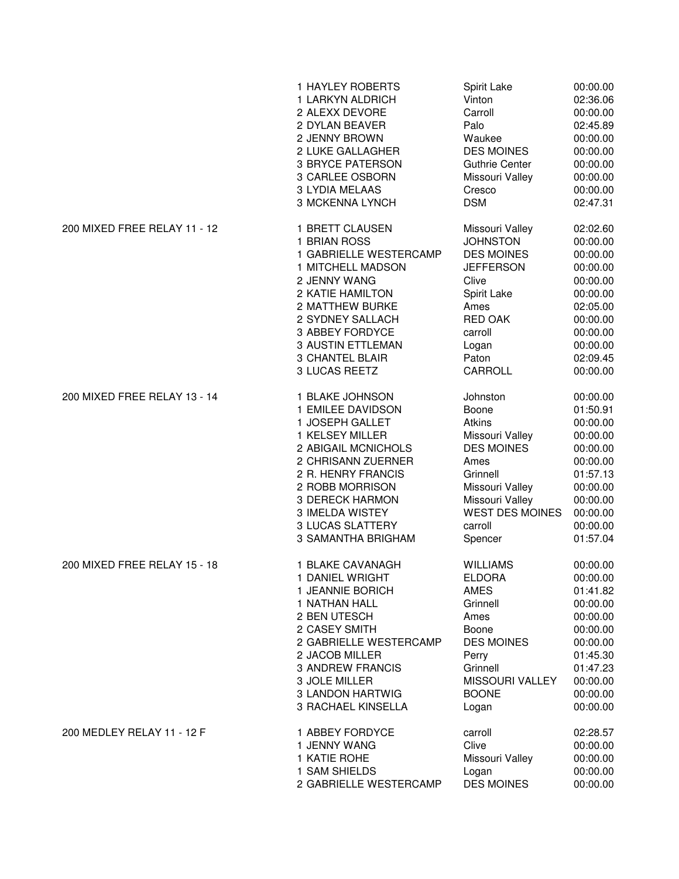| Event | Name | Team | Time |
|---|---|---|---|
| | 1 HAYLEY ROBERTS | Spirit Lake | 00:00.00 |
| | 1 LARKYN ALDRICH | Vinton | 02:36.06 |
| | 2 ALEXX DEVORE | Carroll | 00:00.00 |
| | 2 DYLAN BEAVER | Palo | 02:45.89 |
| | 2 JENNY BROWN | Waukee | 00:00.00 |
| | 2 LUKE GALLAGHER | DES MOINES | 00:00.00 |
| | 3 BRYCE PATERSON | Guthrie Center | 00:00.00 |
| | 3 CARLEE OSBORN | Missouri Valley | 00:00.00 |
| | 3 LYDIA MELAAS | Cresco | 00:00.00 |
| | 3 MCKENNA LYNCH | DSM | 02:47.31 |
| 200 MIXED FREE RELAY 11 - 12 | 1 BRETT CLAUSEN | Missouri Valley | 02:02.60 |
| | 1 BRIAN ROSS | JOHNSTON | 00:00.00 |
| | 1 GABRIELLE WESTERCAMP | DES MOINES | 00:00.00 |
| | 1 MITCHELL MADSON | JEFFERSON | 00:00.00 |
| | 2 JENNY WANG | Clive | 00:00.00 |
| | 2 KATIE HAMILTON | Spirit Lake | 00:00.00 |
| | 2 MATTHEW BURKE | Ames | 02:05.00 |
| | 2 SYDNEY SALLACH | RED OAK | 00:00.00 |
| | 3 ABBEY FORDYCE | carroll | 00:00.00 |
| | 3 AUSTIN ETTLEMAN | Logan | 00:00.00 |
| | 3 CHANTEL BLAIR | Paton | 02:09.45 |
| | 3 LUCAS REETZ | CARROLL | 00:00.00 |
| 200 MIXED FREE RELAY 13 - 14 | 1 BLAKE JOHNSON | Johnston | 00:00.00 |
| | 1 EMILEE DAVIDSON | Boone | 01:50.91 |
| | 1 JOSEPH GALLET | Atkins | 00:00.00 |
| | 1 KELSEY MILLER | Missouri Valley | 00:00.00 |
| | 2 ABIGAIL MCNICHOLS | DES MOINES | 00:00.00 |
| | 2 CHRISANN ZUERNER | Ames | 00:00.00 |
| | 2 R. HENRY FRANCIS | Grinnell | 01:57.13 |
| | 2 ROBB MORRISON | Missouri Valley | 00:00.00 |
| | 3 DERECK HARMON | Missouri Valley | 00:00.00 |
| | 3 IMELDA WISTEY | WEST DES MOINES | 00:00.00 |
| | 3 LUCAS SLATTERY | carroll | 00:00.00 |
| | 3 SAMANTHA BRIGHAM | Spencer | 01:57.04 |
| 200 MIXED FREE RELAY 15 - 18 | 1 BLAKE CAVANAGH | WILLIAMS | 00:00.00 |
| | 1 DANIEL WRIGHT | ELDORA | 00:00.00 |
| | 1 JEANNIE BORICH | AMES | 01:41.82 |
| | 1 NATHAN HALL | Grinnell | 00:00.00 |
| | 2 BEN UTESCH | Ames | 00:00.00 |
| | 2 CASEY SMITH | Boone | 00:00.00 |
| | 2 GABRIELLE WESTERCAMP | DES MOINES | 00:00.00 |
| | 2 JACOB MILLER | Perry | 01:45.30 |
| | 3 ANDREW FRANCIS | Grinnell | 01:47.23 |
| | 3 JOLE MILLER | MISSOURI VALLEY | 00:00.00 |
| | 3 LANDON HARTWIG | BOONE | 00:00.00 |
| | 3 RACHAEL KINSELLA | Logan | 00:00.00 |
| 200 MEDLEY RELAY 11 - 12 F | 1 ABBEY FORDYCE | carroll | 02:28.57 |
| | 1 JENNY WANG | Clive | 00:00.00 |
| | 1 KATIE ROHE | Missouri Valley | 00:00.00 |
| | 1 SAM SHIELDS | Logan | 00:00.00 |
| | 2 GABRIELLE WESTERCAMP | DES MOINES | 00:00.00 |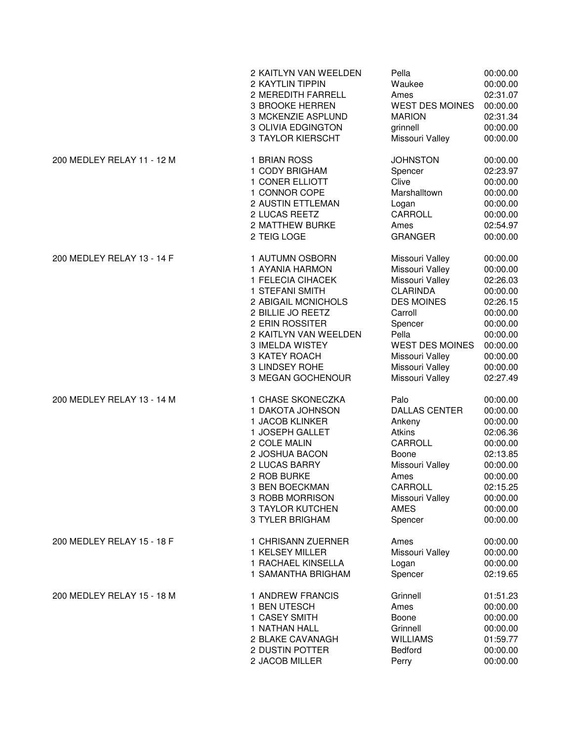| Event | Name | Team | Time |
|---|---|---|---|
| | 2 KAITLYN VAN WEELDEN | Pella | 00:00.00 |
| | 2 KAYTLIN TIPPIN | Waukee | 00:00.00 |
| | 2 MEREDITH FARRELL | Ames | 02:31.07 |
| | 3 BROOKE HERREN | WEST DES MOINES | 00:00.00 |
| | 3 MCKENZIE ASPLUND | MARION | 02:31.34 |
| | 3 OLIVIA EDGINGTON | grinnell | 00:00.00 |
| | 3 TAYLOR KIERSCHT | Missouri Valley | 00:00.00 |
| 200 MEDLEY RELAY 11 - 12 M | 1 BRIAN ROSS | JOHNSTON | 00:00.00 |
| | 1 CODY BRIGHAM | Spencer | 02:23.97 |
| | 1 CONER ELLIOTT | Clive | 00:00.00 |
| | 1 CONNOR COPE | Marshalltown | 00:00.00 |
| | 2 AUSTIN ETTLEMAN | Logan | 00:00.00 |
| | 2 LUCAS REETZ | CARROLL | 00:00.00 |
| | 2 MATTHEW BURKE | Ames | 02:54.97 |
| | 2 TEIG LOGE | GRANGER | 00:00.00 |
| 200 MEDLEY RELAY 13 - 14 F | 1 AUTUMN OSBORN | Missouri Valley | 00:00.00 |
| | 1 AYANIA HARMON | Missouri Valley | 00:00.00 |
| | 1 FELECIA CIHACEK | Missouri Valley | 02:26.03 |
| | 1 STEFANI SMITH | CLARINDA | 00:00.00 |
| | 2 ABIGAIL MCNICHOLS | DES MOINES | 02:26.15 |
| | 2 BILLIE JO REETZ | Carroll | 00:00.00 |
| | 2 ERIN ROSSITER | Spencer | 00:00.00 |
| | 2 KAITLYN VAN WEELDEN | Pella | 00:00.00 |
| | 3 IMELDA WISTEY | WEST DES MOINES | 00:00.00 |
| | 3 KATEY ROACH | Missouri Valley | 00:00.00 |
| | 3 LINDSEY ROHE | Missouri Valley | 00:00.00 |
| | 3 MEGAN GOCHENOUR | Missouri Valley | 02:27.49 |
| 200 MEDLEY RELAY 13 - 14 M | 1 CHASE SKONECZKA | Palo | 00:00.00 |
| | 1 DAKOTA JOHNSON | DALLAS CENTER | 00:00.00 |
| | 1 JACOB KLINKER | Ankeny | 00:00.00 |
| | 1 JOSEPH GALLET | Atkins | 02:06.36 |
| | 2 COLE MALIN | CARROLL | 00:00.00 |
| | 2 JOSHUA BACON | Boone | 02:13.85 |
| | 2 LUCAS BARRY | Missouri Valley | 00:00.00 |
| | 2 ROB BURKE | Ames | 00:00.00 |
| | 3 BEN BOECKMAN | CARROLL | 02:15.25 |
| | 3 ROBB MORRISON | Missouri Valley | 00:00.00 |
| | 3 TAYLOR KUTCHEN | AMES | 00:00.00 |
| | 3 TYLER BRIGHAM | Spencer | 00:00.00 |
| 200 MEDLEY RELAY 15 - 18 F | 1 CHRISANN ZUERNER | Ames | 00:00.00 |
| | 1 KELSEY MILLER | Missouri Valley | 00:00.00 |
| | 1 RACHAEL KINSELLA | Logan | 00:00.00 |
| | 1 SAMANTHA BRIGHAM | Spencer | 02:19.65 |
| 200 MEDLEY RELAY 15 - 18 M | 1 ANDREW FRANCIS | Grinnell | 01:51.23 |
| | 1 BEN UTESCH | Ames | 00:00.00 |
| | 1 CASEY SMITH | Boone | 00:00.00 |
| | 1 NATHAN HALL | Grinnell | 00:00.00 |
| | 2 BLAKE CAVANAGH | WILLIAMS | 01:59.77 |
| | 2 DUSTIN POTTER | Bedford | 00:00.00 |
| | 2 JACOB MILLER | Perry | 00:00.00 |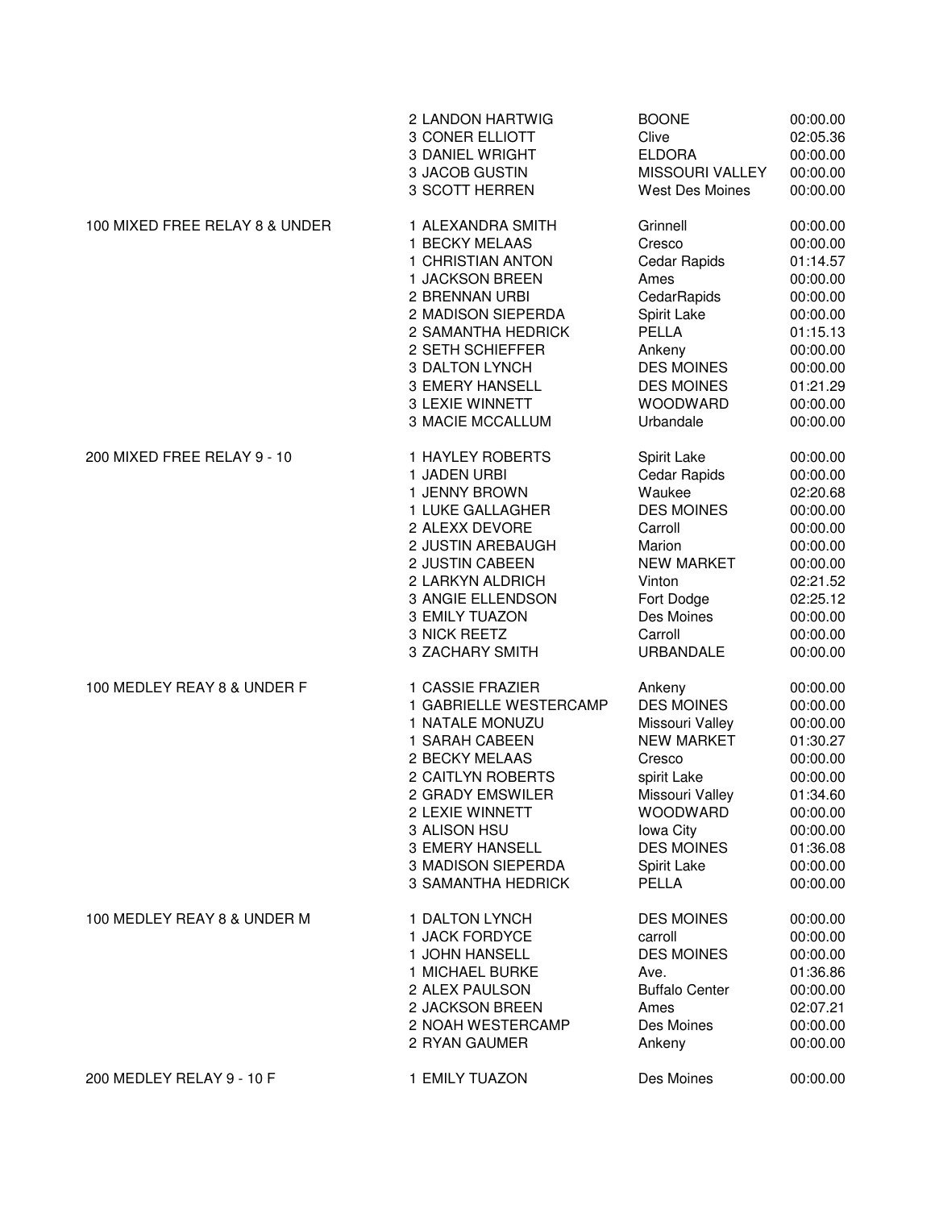| Event | Place / Name | City | Time |
|---|---|---|---|
| | 2 LANDON HARTWIG | BOONE | 00:00.00 |
| | 3 CONER ELLIOTT | Clive | 02:05.36 |
| | 3 DANIEL WRIGHT | ELDORA | 00:00.00 |
| | 3 JACOB GUSTIN | MISSOURI VALLEY | 00:00.00 |
| | 3 SCOTT HERREN | West Des Moines | 00:00.00 |
| 100 MIXED FREE RELAY 8 & UNDER | 1 ALEXANDRA SMITH | Grinnell | 00:00.00 |
| | 1 BECKY MELAAS | Cresco | 00:00.00 |
| | 1 CHRISTIAN ANTON | Cedar Rapids | 01:14.57 |
| | 1 JACKSON BREEN | Ames | 00:00.00 |
| | 2 BRENNAN URBI | CedarRapids | 00:00.00 |
| | 2 MADISON SIEPERDA | Spirit Lake | 00:00.00 |
| | 2 SAMANTHA HEDRICK | PELLA | 01:15.13 |
| | 2 SETH SCHIEFFER | Ankeny | 00:00.00 |
| | 3 DALTON LYNCH | DES MOINES | 00:00.00 |
| | 3 EMERY HANSELL | DES MOINES | 01:21.29 |
| | 3 LEXIE WINNETT | WOODWARD | 00:00.00 |
| | 3 MACIE MCCALLUM | Urbandale | 00:00.00 |
| 200 MIXED FREE RELAY 9 - 10 | 1 HAYLEY ROBERTS | Spirit Lake | 00:00.00 |
| | 1 JADEN URBI | Cedar Rapids | 00:00.00 |
| | 1 JENNY BROWN | Waukee | 02:20.68 |
| | 1 LUKE GALLAGHER | DES MOINES | 00:00.00 |
| | 2 ALEXX DEVORE | Carroll | 00:00.00 |
| | 2 JUSTIN AREBAUGH | Marion | 00:00.00 |
| | 2 JUSTIN CABEEN | NEW MARKET | 00:00.00 |
| | 2 LARKYN ALDRICH | Vinton | 02:21.52 |
| | 3 ANGIE ELLENDSON | Fort Dodge | 02:25.12 |
| | 3 EMILY TUAZON | Des Moines | 00:00.00 |
| | 3 NICK REETZ | Carroll | 00:00.00 |
| | 3 ZACHARY SMITH | URBANDALE | 00:00.00 |
| 100 MEDLEY REAY 8 & UNDER F | 1 CASSIE FRAZIER | Ankeny | 00:00.00 |
| | 1 GABRIELLE WESTERCAMP | DES MOINES | 00:00.00 |
| | 1 NATALE MONUZU | Missouri Valley | 00:00.00 |
| | 1 SARAH CABEEN | NEW MARKET | 01:30.27 |
| | 2 BECKY MELAAS | Cresco | 00:00.00 |
| | 2 CAITLYN ROBERTS | spirit Lake | 00:00.00 |
| | 2 GRADY EMSWILER | Missouri Valley | 01:34.60 |
| | 2 LEXIE WINNETT | WOODWARD | 00:00.00 |
| | 3 ALISON HSU | Iowa City | 00:00.00 |
| | 3 EMERY HANSELL | DES MOINES | 01:36.08 |
| | 3 MADISON SIEPERDA | Spirit Lake | 00:00.00 |
| | 3 SAMANTHA HEDRICK | PELLA | 00:00.00 |
| 100 MEDLEY REAY 8 & UNDER M | 1 DALTON LYNCH | DES MOINES | 00:00.00 |
| | 1 JACK FORDYCE | carroll | 00:00.00 |
| | 1 JOHN HANSELL | DES MOINES | 00:00.00 |
| | 1 MICHAEL BURKE | Ave. | 01:36.86 |
| | 2 ALEX PAULSON | Buffalo Center | 00:00.00 |
| | 2 JACKSON BREEN | Ames | 02:07.21 |
| | 2 NOAH WESTERCAMP | Des Moines | 00:00.00 |
| | 2 RYAN GAUMER | Ankeny | 00:00.00 |
| 200 MEDLEY RELAY 9 - 10 F | 1 EMILY TUAZON | Des Moines | 00:00.00 |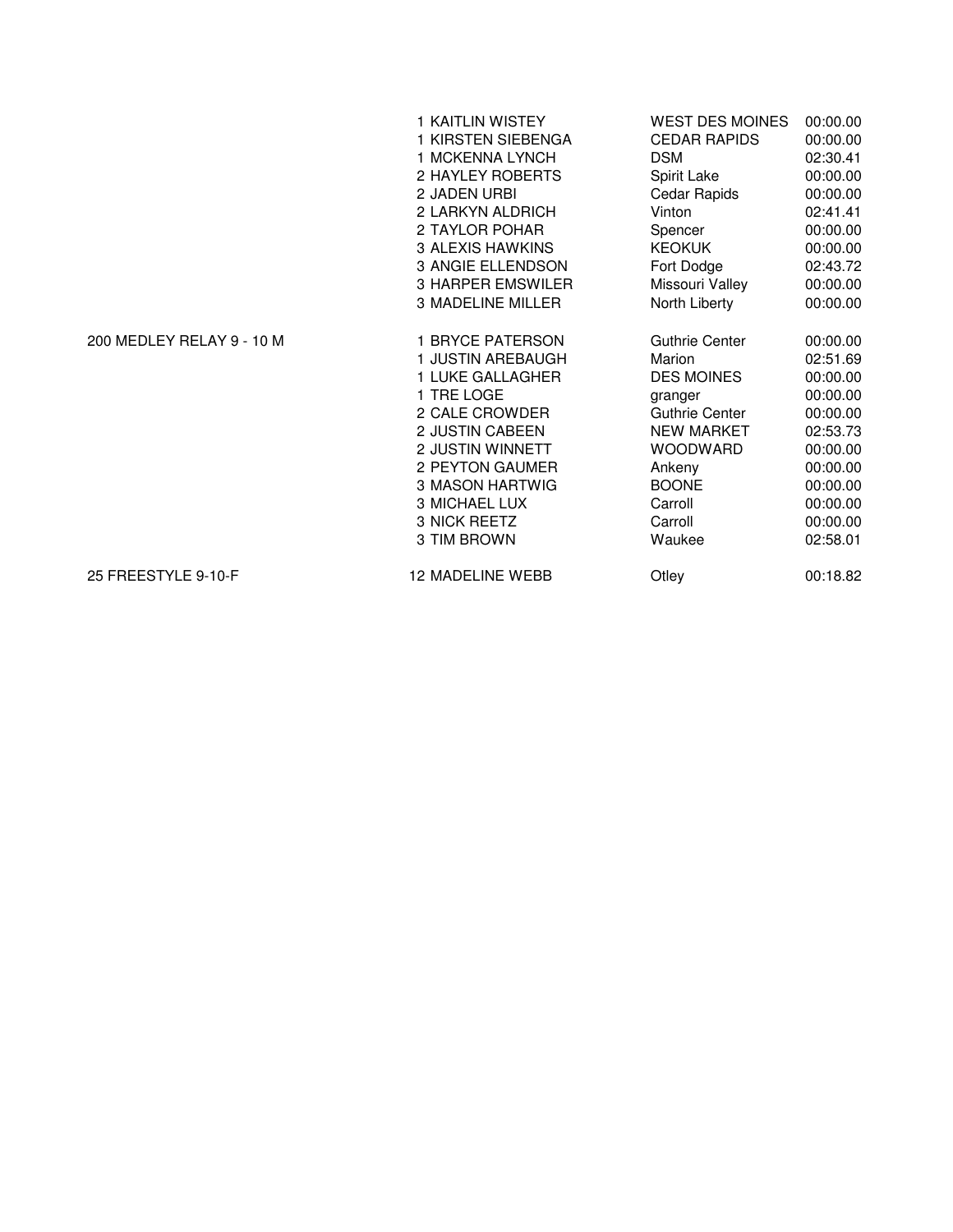| | | | |
|---|---|---|---|
| | 1 KAITLIN WISTEY | WEST DES MOINES | 00:00.00 |
| | 1 KIRSTEN SIEBENGA | CEDAR RAPIDS | 00:00.00 |
| | 1 MCKENNA LYNCH | DSM | 02:30.41 |
| | 2 HAYLEY ROBERTS | Spirit Lake | 00:00.00 |
| | 2 JADEN URBI | Cedar Rapids | 00:00.00 |
| | 2 LARKYN ALDRICH | Vinton | 02:41.41 |
| | 2 TAYLOR POHAR | Spencer | 00:00.00 |
| | 3 ALEXIS HAWKINS | KEOKUK | 00:00.00 |
| | 3 ANGIE ELLENDSON | Fort Dodge | 02:43.72 |
| | 3 HARPER EMSWILER | Missouri Valley | 00:00.00 |
| | 3 MADELINE MILLER | North Liberty | 00:00.00 |
| 200 MEDLEY RELAY 9 - 10 M | 1 BRYCE PATERSON | Guthrie Center | 00:00.00 |
| | 1 JUSTIN AREBAUGH | Marion | 02:51.69 |
| | 1 LUKE GALLAGHER | DES MOINES | 00:00.00 |
| | 1 TRE LOGE | granger | 00:00.00 |
| | 2 CALE CROWDER | Guthrie Center | 00:00.00 |
| | 2 JUSTIN CABEEN | NEW MARKET | 02:53.73 |
| | 2 JUSTIN WINNETT | WOODWARD | 00:00.00 |
| | 2 PEYTON GAUMER | Ankeny | 00:00.00 |
| | 3 MASON HARTWIG | BOONE | 00:00.00 |
| | 3 MICHAEL LUX | Carroll | 00:00.00 |
| | 3 NICK REETZ | Carroll | 00:00.00 |
| | 3 TIM BROWN | Waukee | 02:58.01 |
| 25 FREESTYLE 9-10-F | 12 MADELINE WEBB | Otley | 00:18.82 |